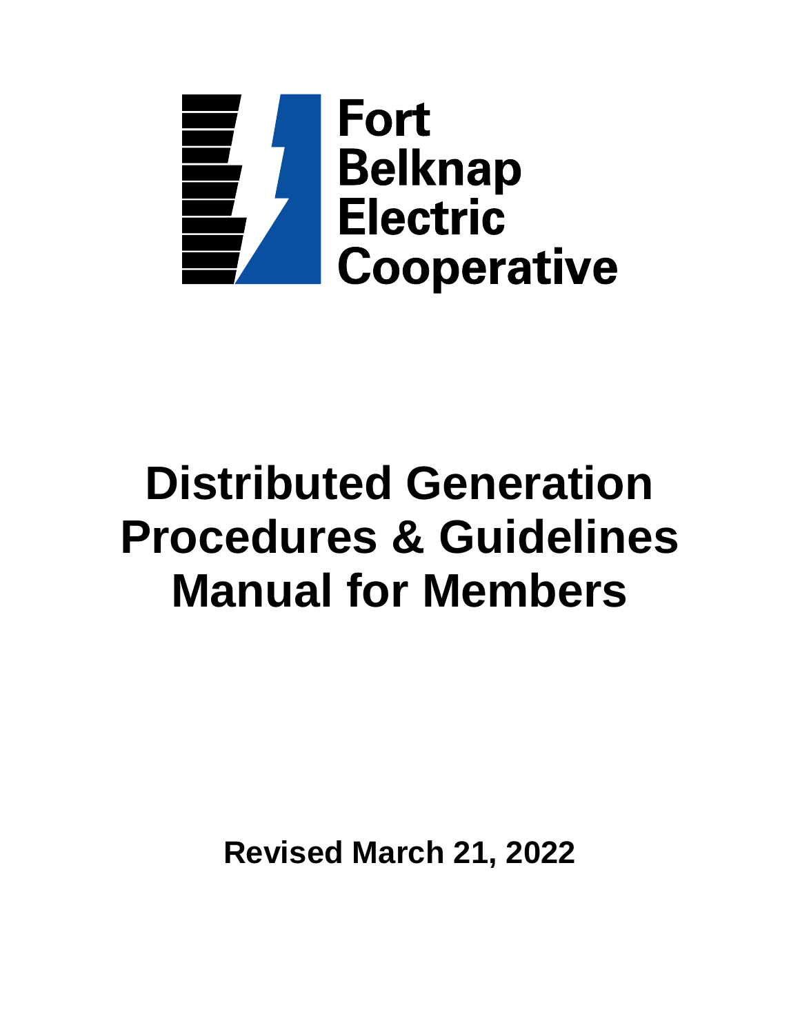Fort
Belknap
Electric
Cooperative

# Distributed Generation Procedures & Guidelines Manual for Members

**Revised March 21, 2022**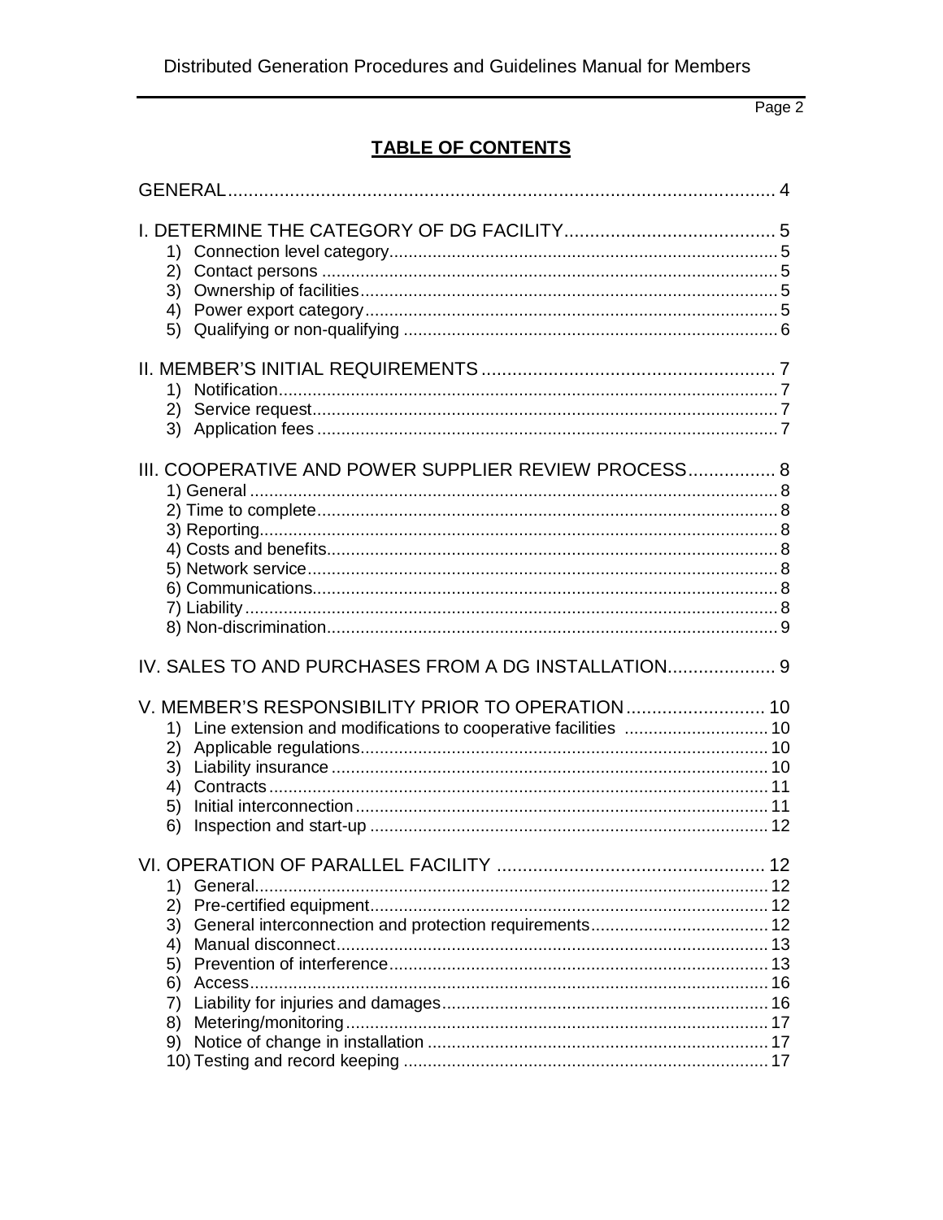## TABLE OF CONTENTS

GENERAL ... 4

I. DETERMINE THE CATEGORY OF DG FACILITY ... 5
1) Connection level category ... 5
2) Contact persons ... 5
3) Ownership of facilities ... 5
4) Power export category ... 5
5) Qualifying or non-qualifying ... 6

II. MEMBER'S INITIAL REQUIREMENTS ... 7
1) Notification ... 7
2) Service request ... 7
3) Application fees ... 7

III. COOPERATIVE AND POWER SUPPLIER REVIEW PROCESS ... 8
1) General ... 8
2) Time to complete ... 8
3) Reporting ... 8
4) Costs and benefits ... 8
5) Network service ... 8
6) Communications ... 8
7) Liability ... 8
8) Non-discrimination ... 9

IV. SALES TO AND PURCHASES FROM A DG INSTALLATION ... 9

V. MEMBER'S RESPONSIBILITY PRIOR TO OPERATION ... 10
1) Line extension and modifications to cooperative facilities ... 10
2) Applicable regulations ... 10
3) Liability insurance ... 10
4) Contracts ... 11
5) Initial interconnection ... 11
6) Inspection and start-up ... 12

VI. OPERATION OF PARALLEL FACILITY ... 12
1) General ... 12
2) Pre-certified equipment ... 12
3) General interconnection and protection requirements ... 12
4) Manual disconnect ... 13
5) Prevention of interference ... 13
6) Access ... 16
7) Liability for injuries and damages ... 16
8) Metering/monitoring ... 17
9) Notice of change in installation ... 17
10) Testing and record keeping ... 17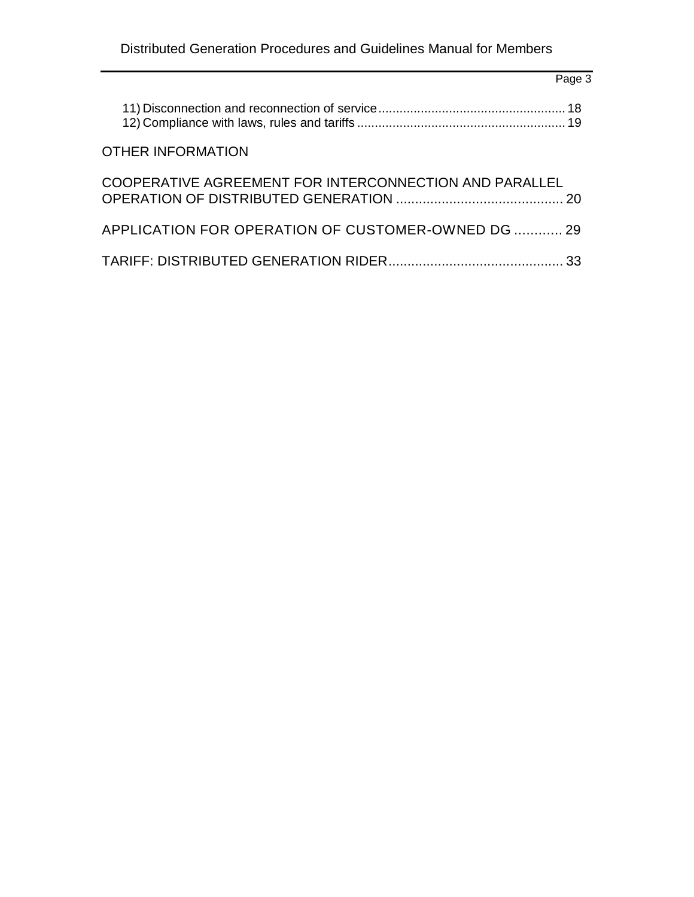11) Disconnection and reconnection of service ..................................................... 18
12) Compliance with laws, rules and tariffs ........................................................... 19

OTHER INFORMATION

COOPERATIVE AGREEMENT FOR INTERCONNECTION AND PARALLEL OPERATION OF DISTRIBUTED GENERATION ............................................ 20

APPLICATION FOR OPERATION OF CUSTOMER-OWNED DG ............ 29

TARIFF: DISTRIBUTED GENERATION RIDER.............................................. 33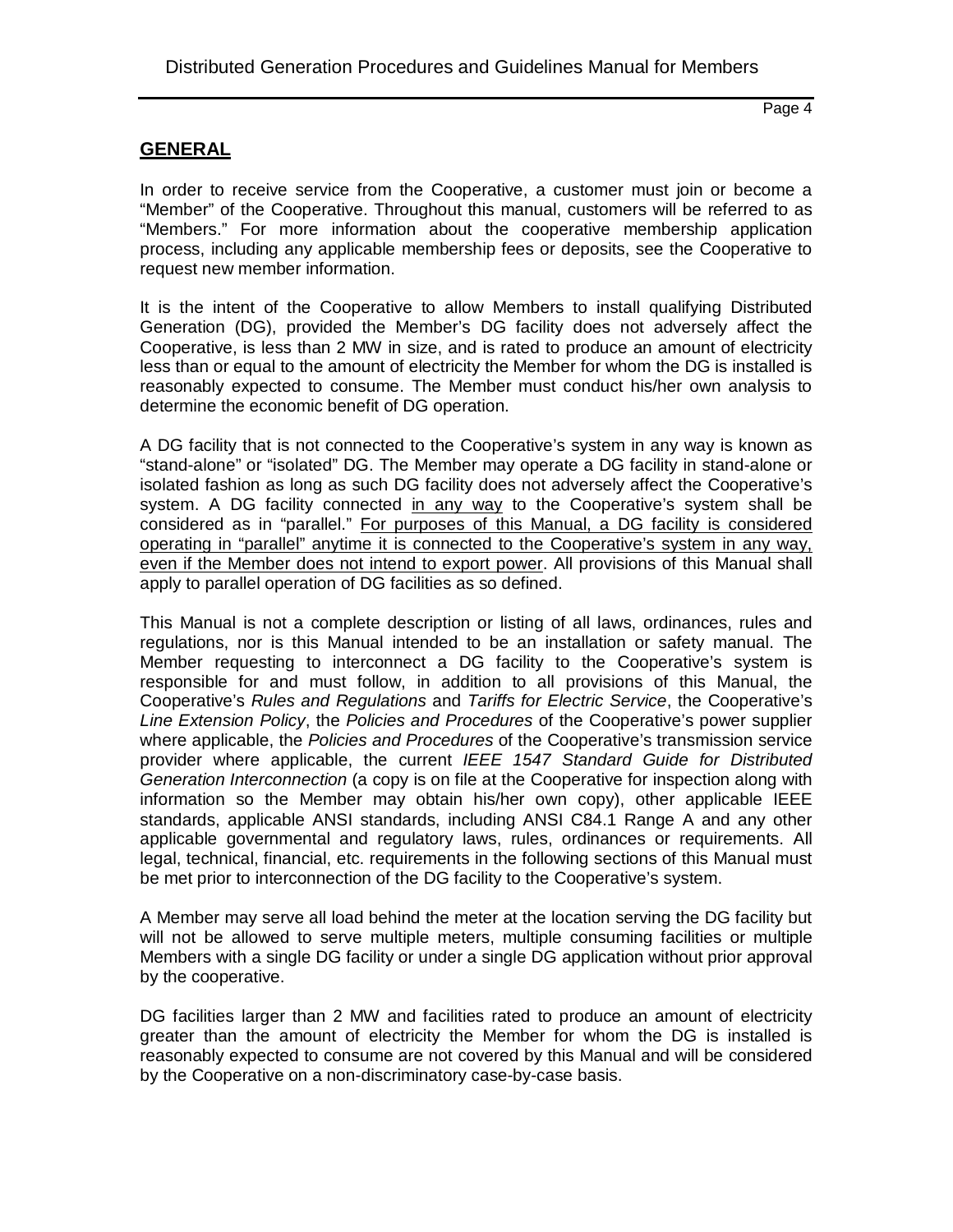## GENERAL

In order to receive service from the Cooperative, a customer must join or become a "Member" of the Cooperative. Throughout this manual, customers will be referred to as "Members." For more information about the cooperative membership application process, including any applicable membership fees or deposits, see the Cooperative to request new member information.

It is the intent of the Cooperative to allow Members to install qualifying Distributed Generation (DG), provided the Member's DG facility does not adversely affect the Cooperative, is less than 2 MW in size, and is rated to produce an amount of electricity less than or equal to the amount of electricity the Member for whom the DG is installed is reasonably expected to consume. The Member must conduct his/her own analysis to determine the economic benefit of DG operation.

A DG facility that is not connected to the Cooperative's system in any way is known as "stand-alone" or "isolated" DG. The Member may operate a DG facility in stand-alone or isolated fashion as long as such DG facility does not adversely affect the Cooperative's system. A DG facility connected <u>in any way</u> to the Cooperative's system shall be considered as in "parallel." <u>For purposes of this Manual, a DG facility is considered operating in "parallel" anytime it is connected to the Cooperative's system in any way, even if the Member does not intend to export power</u>. All provisions of this Manual shall apply to parallel operation of DG facilities as so defined.

This Manual is not a complete description or listing of all laws, ordinances, rules and regulations, nor is this Manual intended to be an installation or safety manual. The Member requesting to interconnect a DG facility to the Cooperative's system is responsible for and must follow, in addition to all provisions of this Manual, the Cooperative's *Rules and Regulations* and *Tariffs for Electric Service*, the Cooperative's *Line Extension Policy*, the *Policies and Procedures* of the Cooperative's power supplier where applicable, the *Policies and Procedures* of the Cooperative's transmission service provider where applicable, the current *IEEE 1547 Standard Guide for Distributed Generation Interconnection* (a copy is on file at the Cooperative for inspection along with information so the Member may obtain his/her own copy), other applicable IEEE standards, applicable ANSI standards, including ANSI C84.1 Range A and any other applicable governmental and regulatory laws, rules, ordinances or requirements. All legal, technical, financial, etc. requirements in the following sections of this Manual must be met prior to interconnection of the DG facility to the Cooperative's system.

A Member may serve all load behind the meter at the location serving the DG facility but will not be allowed to serve multiple meters, multiple consuming facilities or multiple Members with a single DG facility or under a single DG application without prior approval by the cooperative.

DG facilities larger than 2 MW and facilities rated to produce an amount of electricity greater than the amount of electricity the Member for whom the DG is installed is reasonably expected to consume are not covered by this Manual and will be considered by the Cooperative on a non-discriminatory case-by-case basis.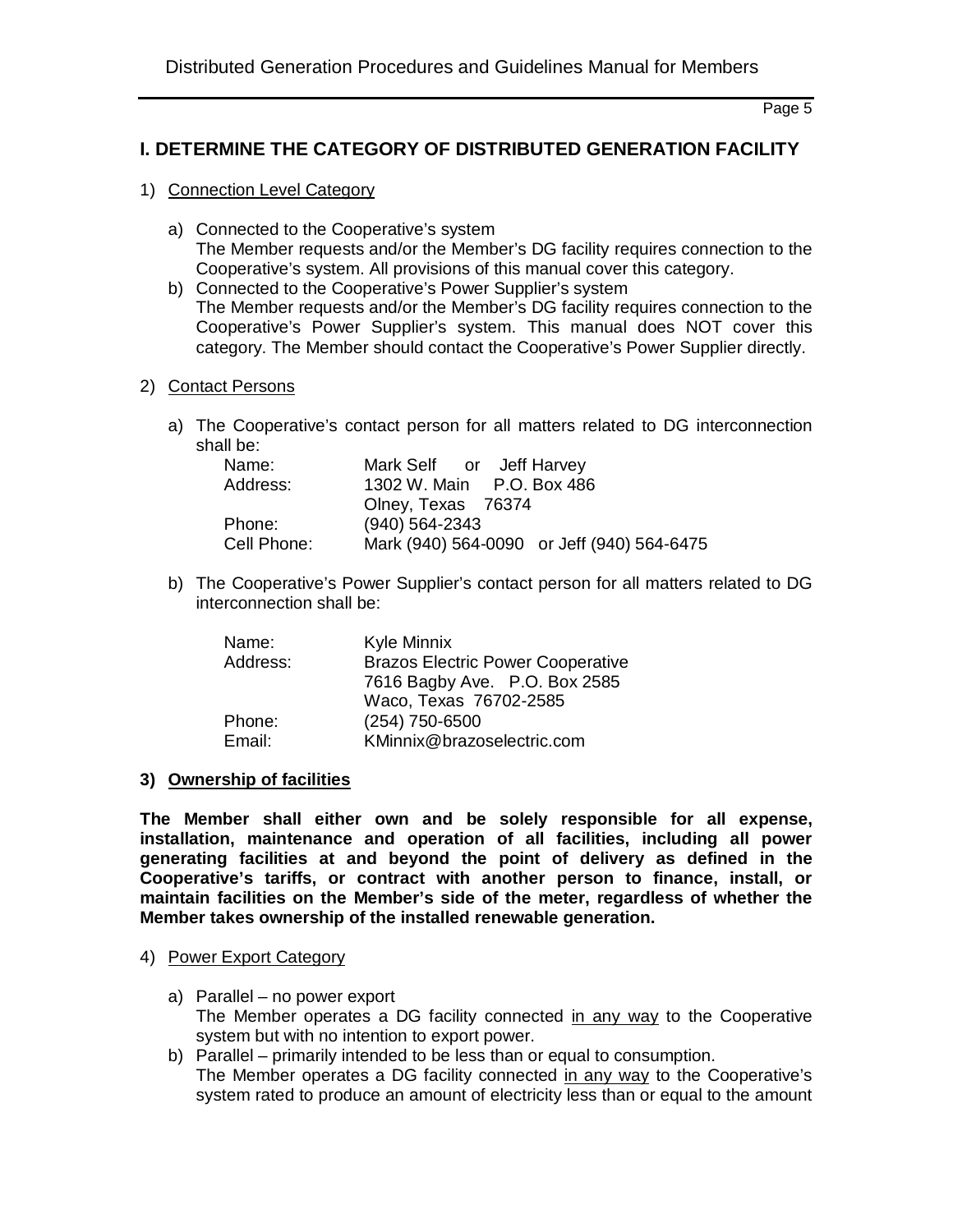## I. DETERMINE THE CATEGORY OF DISTRIBUTED GENERATION FACILITY

1) Connection Level Category

   a) Connected to the Cooperative's system
      The Member requests and/or the Member's DG facility requires connection to the Cooperative's system. All provisions of this manual cover this category.

   b) Connected to the Cooperative's Power Supplier's system
      The Member requests and/or the Member's DG facility requires connection to the Cooperative's Power Supplier's system. This manual does NOT cover this category. The Member should contact the Cooperative's Power Supplier directly.

2) Contact Persons

   a) The Cooperative's contact person for all matters related to DG interconnection shall be:

      | | |
      |---|---|
      | Name: | Mark Self or Jeff Harvey |
      | Address: | 1302 W. Main P.O. Box 486 |
      | | Olney, Texas 76374 |
      | Phone: | (940) 564-2343 |
      | Cell Phone: | Mark (940) 564-0090 or Jeff (940) 564-6475 |

   b) The Cooperative's Power Supplier's contact person for all matters related to DG interconnection shall be:

      | | |
      |---|---|
      | Name: | Kyle Minnix |
      | Address: | Brazos Electric Power Cooperative |
      | | 7616 Bagby Ave. P.O. Box 2585 |
      | | Waco, Texas 76702-2585 |
      | Phone: | (254) 750-6500 |
      | Email: | KMinnix@brazoselectric.com |

**3) Ownership of facilities**

**The Member shall either own and be solely responsible for all expense, installation, maintenance and operation of all facilities, including all power generating facilities at and beyond the point of delivery as defined in the Cooperative's tariffs, or contract with another person to finance, install, or maintain facilities on the Member's side of the meter, regardless of whether the Member takes ownership of the installed renewable generation.**

4) Power Export Category

   a) Parallel – no power export
      The Member operates a DG facility connected in any way to the Cooperative system but with no intention to export power.

   b) Parallel – primarily intended to be less than or equal to consumption.
      The Member operates a DG facility connected in any way to the Cooperative's system rated to produce an amount of electricity less than or equal to the amount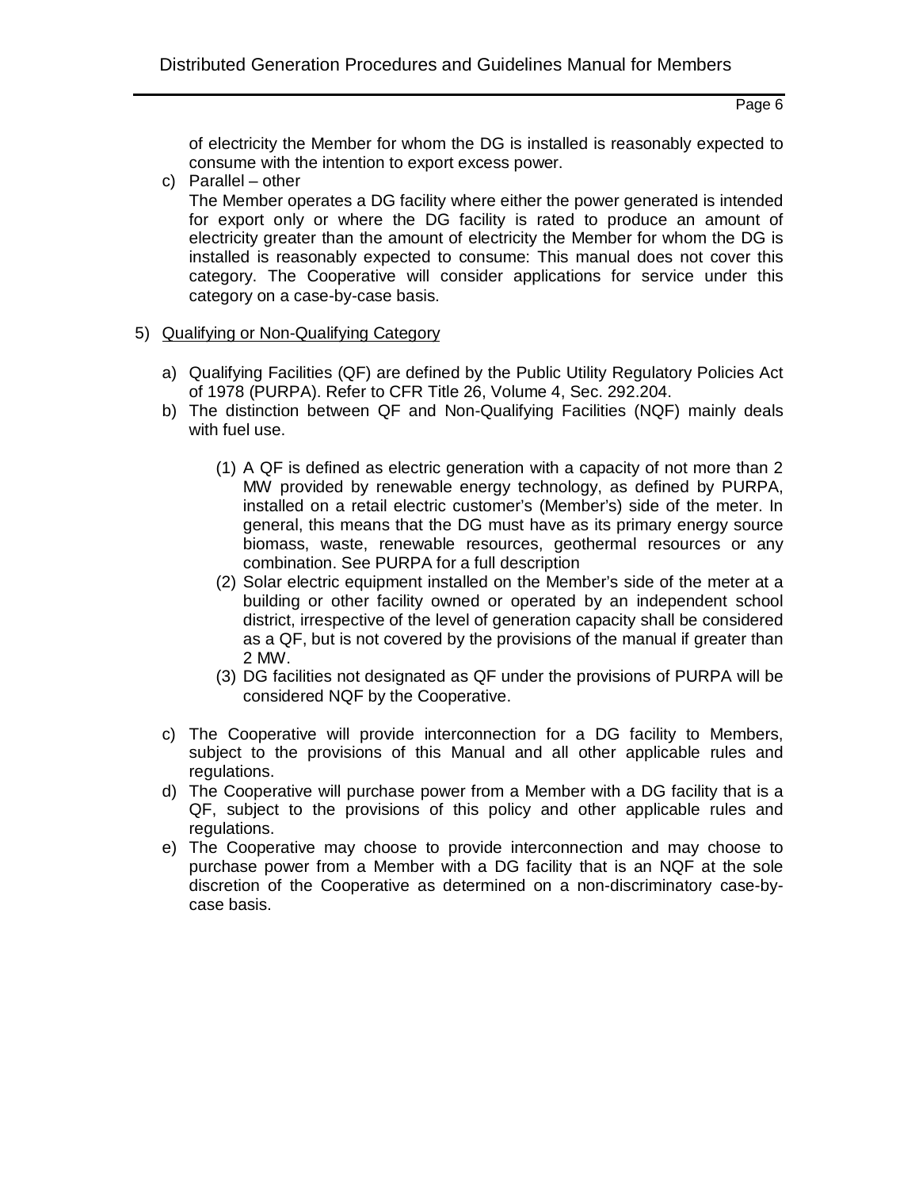of electricity the Member for whom the DG is installed is reasonably expected to consume with the intention to export excess power.

c) Parallel – other

   The Member operates a DG facility where either the power generated is intended for export only or where the DG facility is rated to produce an amount of electricity greater than the amount of electricity the Member for whom the DG is installed is reasonably expected to consume: This manual does not cover this category. The Cooperative will consider applications for service under this category on a case-by-case basis.

5) Qualifying or Non-Qualifying Category

   a) Qualifying Facilities (QF) are defined by the Public Utility Regulatory Policies Act of 1978 (PURPA). Refer to CFR Title 26, Volume 4, Sec. 292.204.
   b) The distinction between QF and Non-Qualifying Facilities (NQF) mainly deals with fuel use.
      (1) A QF is defined as electric generation with a capacity of not more than 2 MW provided by renewable energy technology, as defined by PURPA, installed on a retail electric customer's (Member's) side of the meter. In general, this means that the DG must have as its primary energy source biomass, waste, renewable resources, geothermal resources or any combination. See PURPA for a full description
      (2) Solar electric equipment installed on the Member's side of the meter at a building or other facility owned or operated by an independent school district, irrespective of the level of generation capacity shall be considered as a QF, but is not covered by the provisions of the manual if greater than 2 MW.
      (3) DG facilities not designated as QF under the provisions of PURPA will be considered NQF by the Cooperative.
   c) The Cooperative will provide interconnection for a DG facility to Members, subject to the provisions of this Manual and all other applicable rules and regulations.
   d) The Cooperative will purchase power from a Member with a DG facility that is a QF, subject to the provisions of this policy and other applicable rules and regulations.
   e) The Cooperative may choose to provide interconnection and may choose to purchase power from a Member with a DG facility that is an NQF at the sole discretion of the Cooperative as determined on a non-discriminatory case-by-case basis.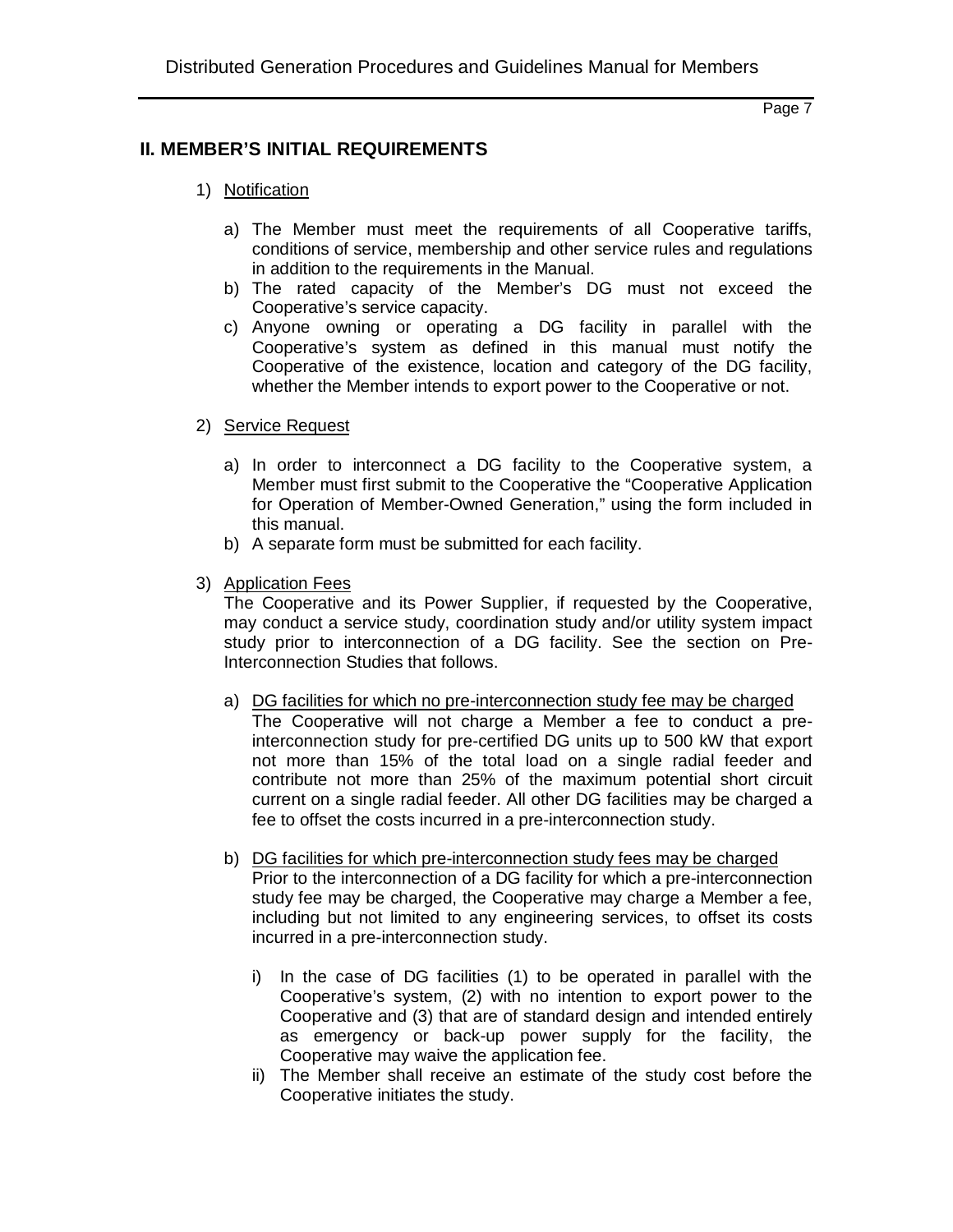## II. MEMBER'S INITIAL REQUIREMENTS

1) Notification

   a) The Member must meet the requirements of all Cooperative tariffs, conditions of service, membership and other service rules and regulations in addition to the requirements in the Manual.
   b) The rated capacity of the Member's DG must not exceed the Cooperative's service capacity.
   c) Anyone owning or operating a DG facility in parallel with the Cooperative's system as defined in this manual must notify the Cooperative of the existence, location and category of the DG facility, whether the Member intends to export power to the Cooperative or not.

2) Service Request

   a) In order to interconnect a DG facility to the Cooperative system, a Member must first submit to the Cooperative the "Cooperative Application for Operation of Member-Owned Generation," using the form included in this manual.
   b) A separate form must be submitted for each facility.

3) Application Fees

   The Cooperative and its Power Supplier, if requested by the Cooperative, may conduct a service study, coordination study and/or utility system impact study prior to interconnection of a DG facility. See the section on Pre-Interconnection Studies that follows.

   a) DG facilities for which no pre-interconnection study fee may be charged
      The Cooperative will not charge a Member a fee to conduct a pre-interconnection study for pre-certified DG units up to 500 kW that export not more than 15% of the total load on a single radial feeder and contribute not more than 25% of the maximum potential short circuit current on a single radial feeder. All other DG facilities may be charged a fee to offset the costs incurred in a pre-interconnection study.

   b) DG facilities for which pre-interconnection study fees may be charged
      Prior to the interconnection of a DG facility for which a pre-interconnection study fee may be charged, the Cooperative may charge a Member a fee, including but not limited to any engineering services, to offset its costs incurred in a pre-interconnection study.

      i) In the case of DG facilities (1) to be operated in parallel with the Cooperative's system, (2) with no intention to export power to the Cooperative and (3) that are of standard design and intended entirely as emergency or back-up power supply for the facility, the Cooperative may waive the application fee.
      ii) The Member shall receive an estimate of the study cost before the Cooperative initiates the study.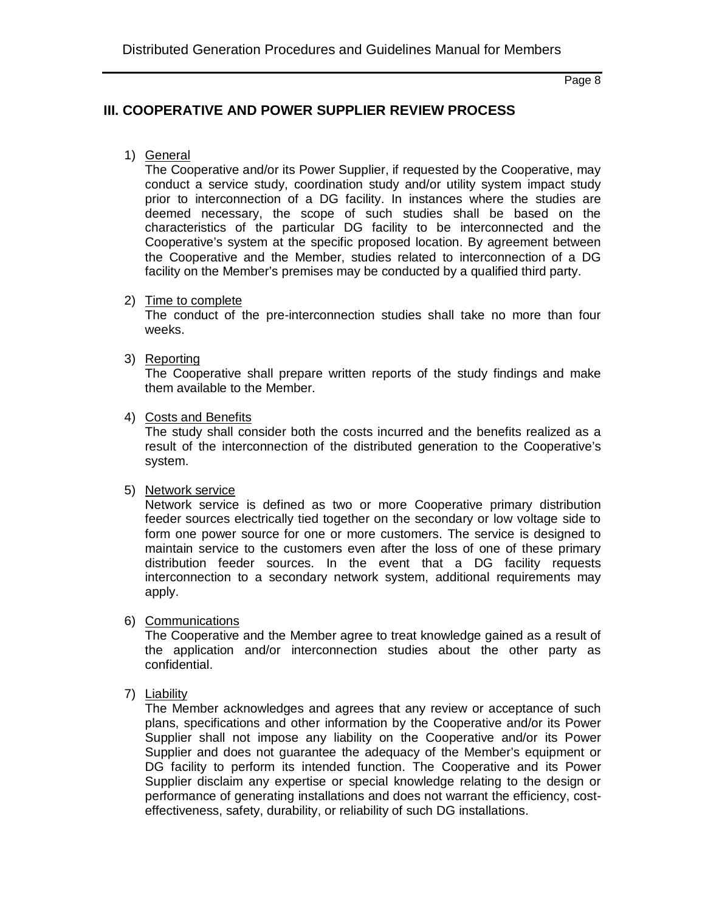## III. COOPERATIVE AND POWER SUPPLIER REVIEW PROCESS

1) General

   The Cooperative and/or its Power Supplier, if requested by the Cooperative, may conduct a service study, coordination study and/or utility system impact study prior to interconnection of a DG facility. In instances where the studies are deemed necessary, the scope of such studies shall be based on the characteristics of the particular DG facility to be interconnected and the Cooperative's system at the specific proposed location. By agreement between the Cooperative and the Member, studies related to interconnection of a DG facility on the Member's premises may be conducted by a qualified third party.

2) Time to complete

   The conduct of the pre-interconnection studies shall take no more than four weeks.

3) Reporting

   The Cooperative shall prepare written reports of the study findings and make them available to the Member.

4) Costs and Benefits

   The study shall consider both the costs incurred and the benefits realized as a result of the interconnection of the distributed generation to the Cooperative's system.

5) Network service

   Network service is defined as two or more Cooperative primary distribution feeder sources electrically tied together on the secondary or low voltage side to form one power source for one or more customers. The service is designed to maintain service to the customers even after the loss of one of these primary distribution feeder sources. In the event that a DG facility requests interconnection to a secondary network system, additional requirements may apply.

6) Communications

   The Cooperative and the Member agree to treat knowledge gained as a result of the application and/or interconnection studies about the other party as confidential.

7) Liability

   The Member acknowledges and agrees that any review or acceptance of such plans, specifications and other information by the Cooperative and/or its Power Supplier shall not impose any liability on the Cooperative and/or its Power Supplier and does not guarantee the adequacy of the Member's equipment or DG facility to perform its intended function. The Cooperative and its Power Supplier disclaim any expertise or special knowledge relating to the design or performance of generating installations and does not warrant the efficiency, cost-effectiveness, safety, durability, or reliability of such DG installations.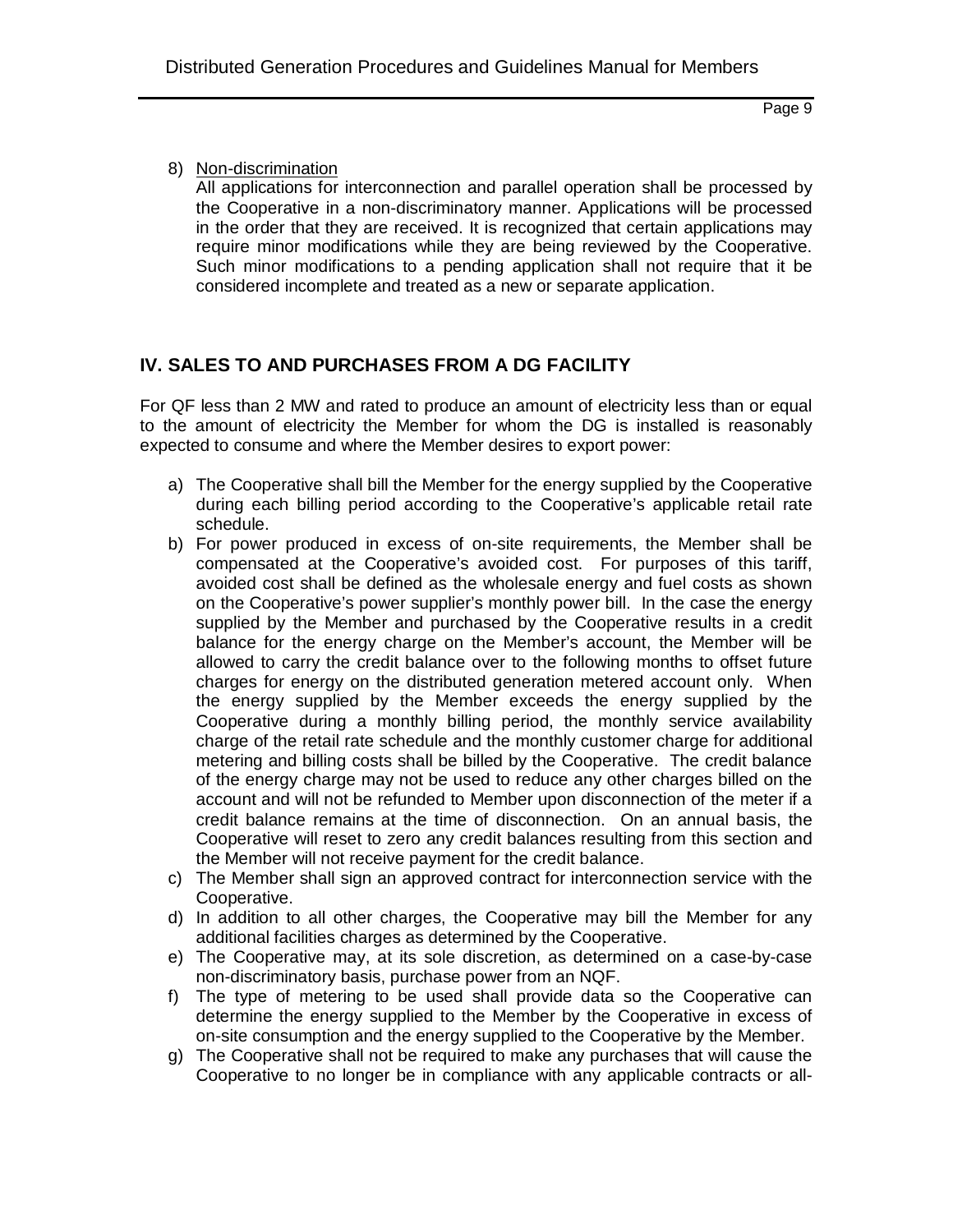8) Non-discrimination

   All applications for interconnection and parallel operation shall be processed by the Cooperative in a non-discriminatory manner. Applications will be processed in the order that they are received. It is recognized that certain applications may require minor modifications while they are being reviewed by the Cooperative. Such minor modifications to a pending application shall not require that it be considered incomplete and treated as a new or separate application.

## IV. SALES TO AND PURCHASES FROM A DG FACILITY

For QF less than 2 MW and rated to produce an amount of electricity less than or equal to the amount of electricity the Member for whom the DG is installed is reasonably expected to consume and where the Member desires to export power:

a) The Cooperative shall bill the Member for the energy supplied by the Cooperative during each billing period according to the Cooperative's applicable retail rate schedule.
b) For power produced in excess of on-site requirements, the Member shall be compensated at the Cooperative's avoided cost. For purposes of this tariff, avoided cost shall be defined as the wholesale energy and fuel costs as shown on the Cooperative's power supplier's monthly power bill. In the case the energy supplied by the Member and purchased by the Cooperative results in a credit balance for the energy charge on the Member's account, the Member will be allowed to carry the credit balance over to the following months to offset future charges for energy on the distributed generation metered account only. When the energy supplied by the Member exceeds the energy supplied by the Cooperative during a monthly billing period, the monthly service availability charge of the retail rate schedule and the monthly customer charge for additional metering and billing costs shall be billed by the Cooperative. The credit balance of the energy charge may not be used to reduce any other charges billed on the account and will not be refunded to Member upon disconnection of the meter if a credit balance remains at the time of disconnection. On an annual basis, the Cooperative will reset to zero any credit balances resulting from this section and the Member will not receive payment for the credit balance.
c) The Member shall sign an approved contract for interconnection service with the Cooperative.
d) In addition to all other charges, the Cooperative may bill the Member for any additional facilities charges as determined by the Cooperative.
e) The Cooperative may, at its sole discretion, as determined on a case-by-case non-discriminatory basis, purchase power from an NQF.
f) The type of metering to be used shall provide data so the Cooperative can determine the energy supplied to the Member by the Cooperative in excess of on-site consumption and the energy supplied to the Cooperative by the Member.
g) The Cooperative shall not be required to make any purchases that will cause the Cooperative to no longer be in compliance with any applicable contracts or all-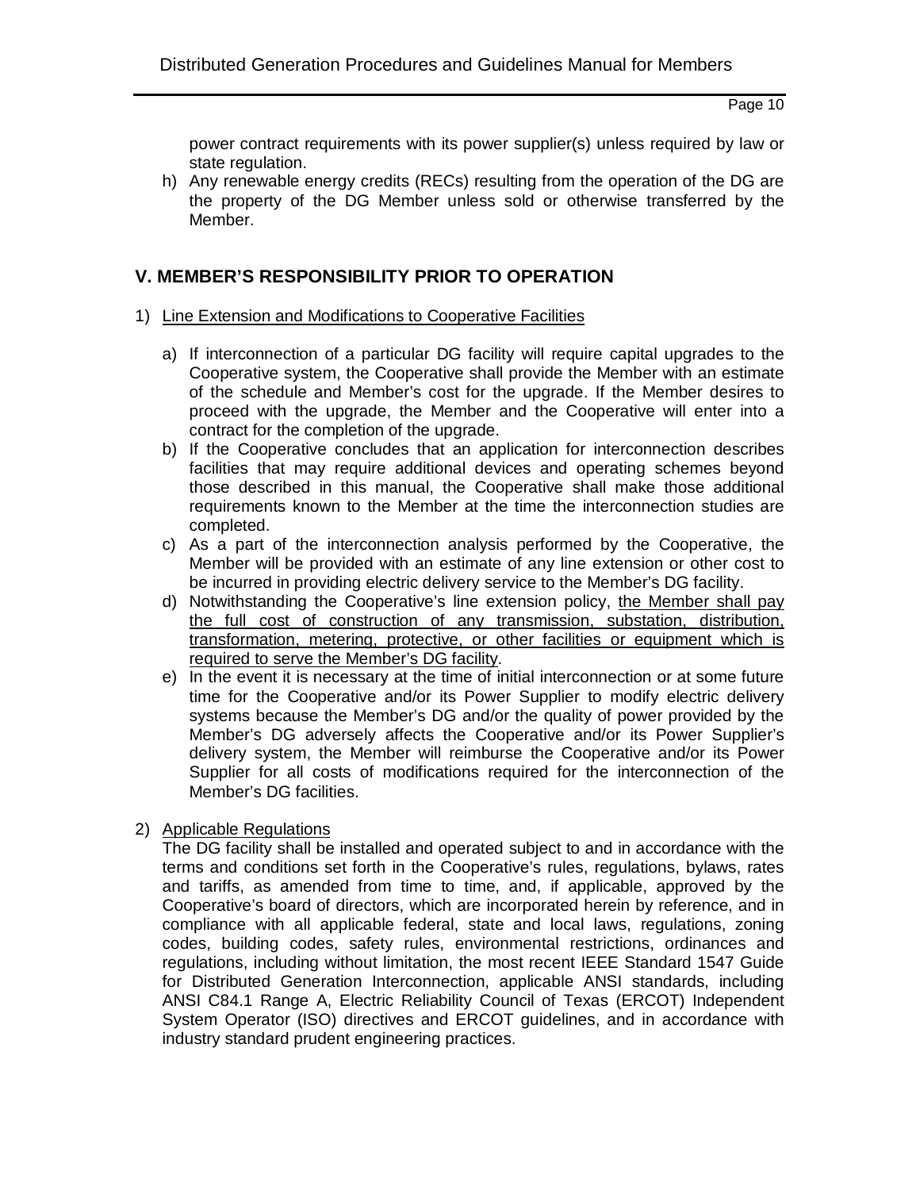power contract requirements with its power supplier(s) unless required by law or state regulation.

h) Any renewable energy credits (RECs) resulting from the operation of the DG are the property of the DG Member unless sold or otherwise transferred by the Member.

## V. MEMBER'S RESPONSIBILITY PRIOR TO OPERATION

1) Line Extension and Modifications to Cooperative Facilities

   a) If interconnection of a particular DG facility will require capital upgrades to the Cooperative system, the Cooperative shall provide the Member with an estimate of the schedule and Member's cost for the upgrade. If the Member desires to proceed with the upgrade, the Member and the Cooperative will enter into a contract for the completion of the upgrade.

   b) If the Cooperative concludes that an application for interconnection describes facilities that may require additional devices and operating schemes beyond those described in this manual, the Cooperative shall make those additional requirements known to the Member at the time the interconnection studies are completed.

   c) As a part of the interconnection analysis performed by the Cooperative, the Member will be provided with an estimate of any line extension or other cost to be incurred in providing electric delivery service to the Member's DG facility.

   d) Notwithstanding the Cooperative's line extension policy, <u>the Member shall pay the full cost of construction of any transmission, substation, distribution, transformation, metering, protective, or other facilities or equipment which is required to serve the Member's DG facility</u>.

   e) In the event it is necessary at the time of initial interconnection or at some future time for the Cooperative and/or its Power Supplier to modify electric delivery systems because the Member's DG and/or the quality of power provided by the Member's DG adversely affects the Cooperative and/or its Power Supplier's delivery system, the Member will reimburse the Cooperative and/or its Power Supplier for all costs of modifications required for the interconnection of the Member's DG facilities.

2) Applicable Regulations

   The DG facility shall be installed and operated subject to and in accordance with the terms and conditions set forth in the Cooperative's rules, regulations, bylaws, rates and tariffs, as amended from time to time, and, if applicable, approved by the Cooperative's board of directors, which are incorporated herein by reference, and in compliance with all applicable federal, state and local laws, regulations, zoning codes, building codes, safety rules, environmental restrictions, ordinances and regulations, including without limitation, the most recent IEEE Standard 1547 Guide for Distributed Generation Interconnection, applicable ANSI standards, including ANSI C84.1 Range A, Electric Reliability Council of Texas (ERCOT) Independent System Operator (ISO) directives and ERCOT guidelines, and in accordance with industry standard prudent engineering practices.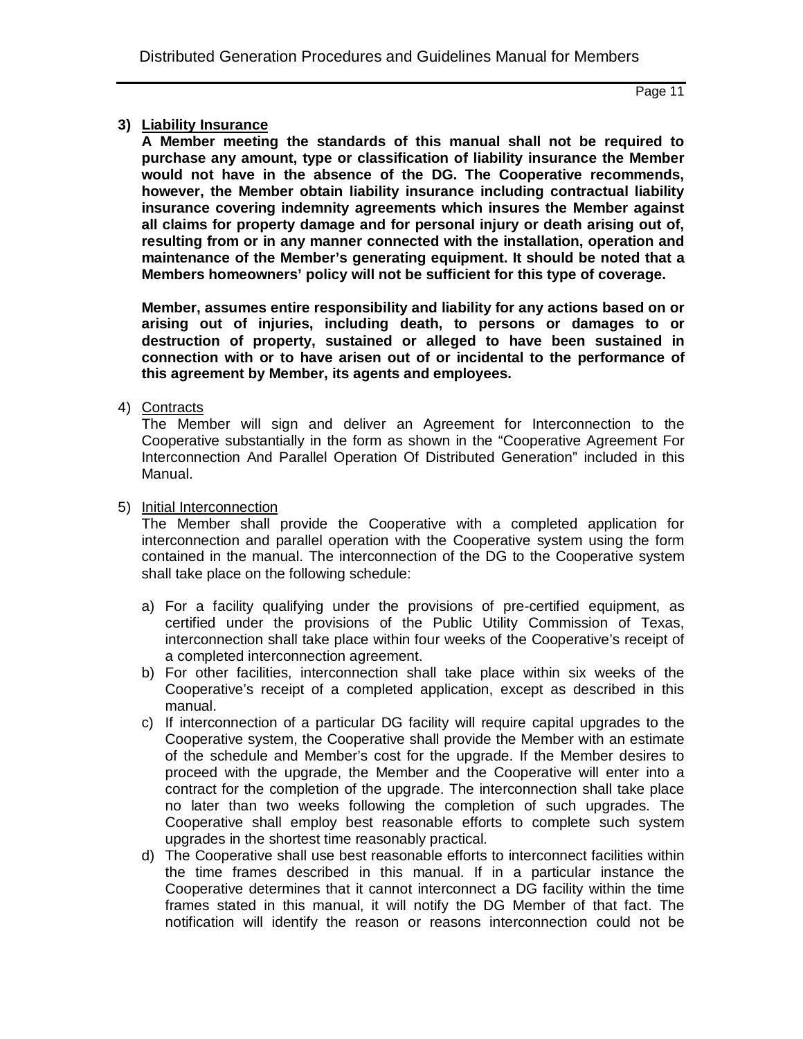3) **Liability Insurance**

**A Member meeting the standards of this manual shall not be required to purchase any amount, type or classification of liability insurance the Member would not have in the absence of the DG. The Cooperative recommends, however, the Member obtain liability insurance including contractual liability insurance covering indemnity agreements which insures the Member against all claims for property damage and for personal injury or death arising out of, resulting from or in any manner connected with the installation, operation and maintenance of the Member's generating equipment. It should be noted that a Members homeowners' policy will not be sufficient for this type of coverage.**

**Member, assumes entire responsibility and liability for any actions based on or arising out of injuries, including death, to persons or damages to or destruction of property, sustained or alleged to have been sustained in connection with or to have arisen out of or incidental to the performance of this agreement by Member, its agents and employees.**

4) Contracts

The Member will sign and deliver an Agreement for Interconnection to the Cooperative substantially in the form as shown in the "Cooperative Agreement For Interconnection And Parallel Operation Of Distributed Generation" included in this Manual.

5) Initial Interconnection

The Member shall provide the Cooperative with a completed application for interconnection and parallel operation with the Cooperative system using the form contained in the manual. The interconnection of the DG to the Cooperative system shall take place on the following schedule:

a) For a facility qualifying under the provisions of pre-certified equipment, as certified under the provisions of the Public Utility Commission of Texas, interconnection shall take place within four weeks of the Cooperative's receipt of a completed interconnection agreement.
b) For other facilities, interconnection shall take place within six weeks of the Cooperative's receipt of a completed application, except as described in this manual.
c) If interconnection of a particular DG facility will require capital upgrades to the Cooperative system, the Cooperative shall provide the Member with an estimate of the schedule and Member's cost for the upgrade. If the Member desires to proceed with the upgrade, the Member and the Cooperative will enter into a contract for the completion of the upgrade. The interconnection shall take place no later than two weeks following the completion of such upgrades. The Cooperative shall employ best reasonable efforts to complete such system upgrades in the shortest time reasonably practical.
d) The Cooperative shall use best reasonable efforts to interconnect facilities within the time frames described in this manual. If in a particular instance the Cooperative determines that it cannot interconnect a DG facility within the time frames stated in this manual, it will notify the DG Member of that fact. The notification will identify the reason or reasons interconnection could not be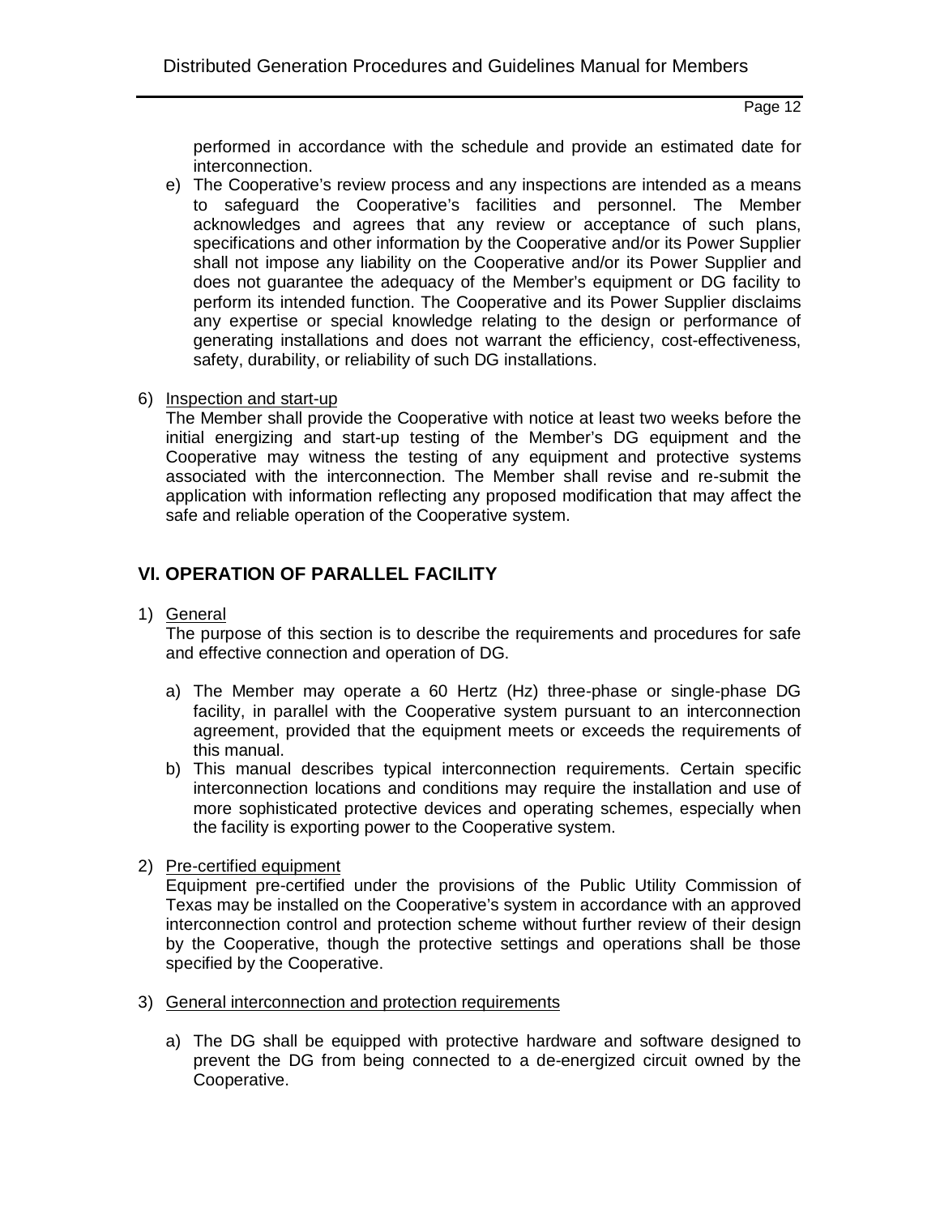performed in accordance with the schedule and provide an estimated date for interconnection.

e) The Cooperative's review process and any inspections are intended as a means to safeguard the Cooperative's facilities and personnel. The Member acknowledges and agrees that any review or acceptance of such plans, specifications and other information by the Cooperative and/or its Power Supplier shall not impose any liability on the Cooperative and/or its Power Supplier and does not guarantee the adequacy of the Member's equipment or DG facility to perform its intended function. The Cooperative and its Power Supplier disclaims any expertise or special knowledge relating to the design or performance of generating installations and does not warrant the efficiency, cost-effectiveness, safety, durability, or reliability of such DG installations.

6) Inspection and start-up

The Member shall provide the Cooperative with notice at least two weeks before the initial energizing and start-up testing of the Member's DG equipment and the Cooperative may witness the testing of any equipment and protective systems associated with the interconnection. The Member shall revise and re-submit the application with information reflecting any proposed modification that may affect the safe and reliable operation of the Cooperative system.

## VI. OPERATION OF PARALLEL FACILITY

1) General

The purpose of this section is to describe the requirements and procedures for safe and effective connection and operation of DG.

a) The Member may operate a 60 Hertz (Hz) three-phase or single-phase DG facility, in parallel with the Cooperative system pursuant to an interconnection agreement, provided that the equipment meets or exceeds the requirements of this manual.

b) This manual describes typical interconnection requirements. Certain specific interconnection locations and conditions may require the installation and use of more sophisticated protective devices and operating schemes, especially when the facility is exporting power to the Cooperative system.

2) Pre-certified equipment

Equipment pre-certified under the provisions of the Public Utility Commission of Texas may be installed on the Cooperative's system in accordance with an approved interconnection control and protection scheme without further review of their design by the Cooperative, though the protective settings and operations shall be those specified by the Cooperative.

3) General interconnection and protection requirements

a) The DG shall be equipped with protective hardware and software designed to prevent the DG from being connected to a de-energized circuit owned by the Cooperative.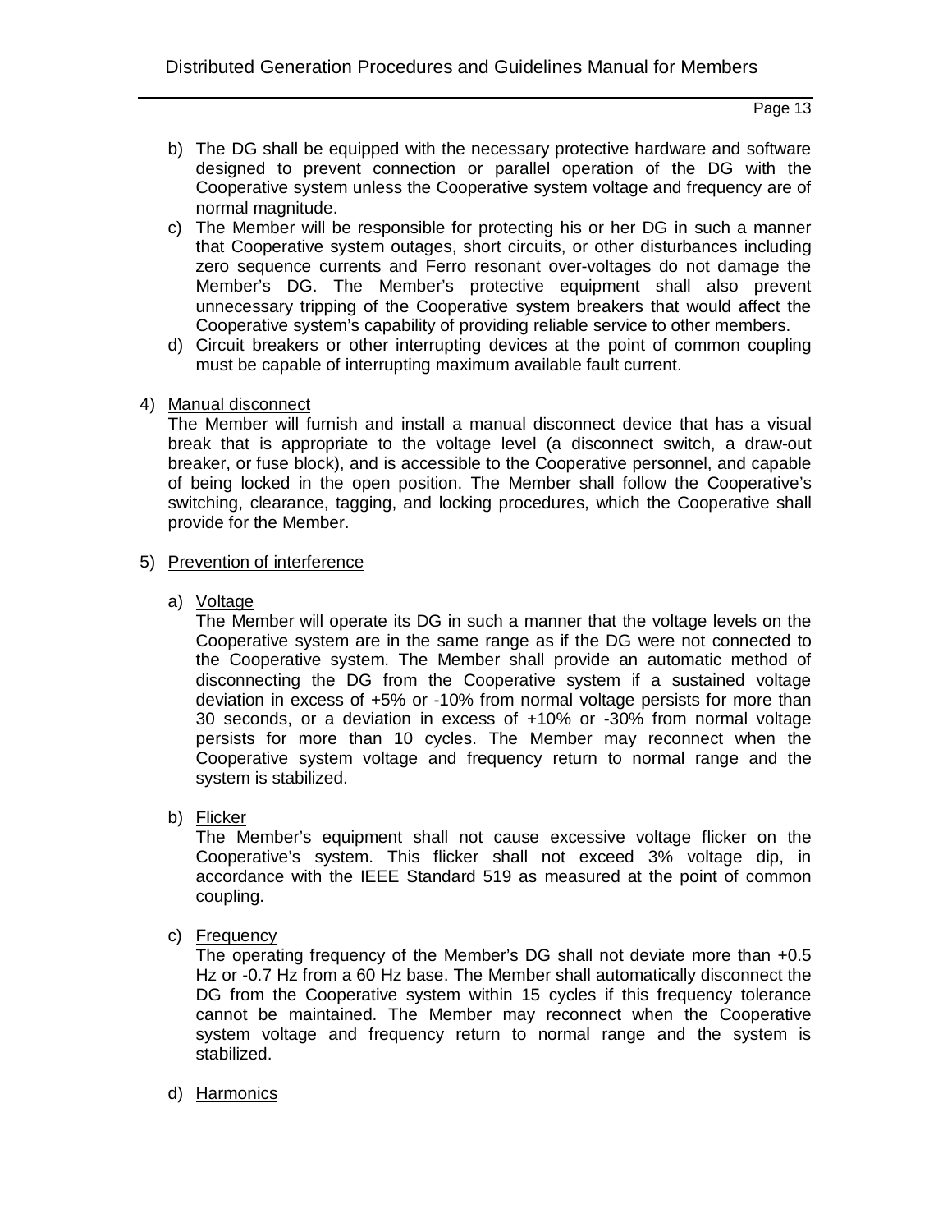b) The DG shall be equipped with the necessary protective hardware and software designed to prevent connection or parallel operation of the DG with the Cooperative system unless the Cooperative system voltage and frequency are of normal magnitude.

c) The Member will be responsible for protecting his or her DG in such a manner that Cooperative system outages, short circuits, or other disturbances including zero sequence currents and Ferro resonant over-voltages do not damage the Member's DG. The Member's protective equipment shall also prevent unnecessary tripping of the Cooperative system breakers that would affect the Cooperative system's capability of providing reliable service to other members.

d) Circuit breakers or other interrupting devices at the point of common coupling must be capable of interrupting maximum available fault current.

4) Manual disconnect

The Member will furnish and install a manual disconnect device that has a visual break that is appropriate to the voltage level (a disconnect switch, a draw-out breaker, or fuse block), and is accessible to the Cooperative personnel, and capable of being locked in the open position. The Member shall follow the Cooperative's switching, clearance, tagging, and locking procedures, which the Cooperative shall provide for the Member.

5) Prevention of interference

a) Voltage

The Member will operate its DG in such a manner that the voltage levels on the Cooperative system are in the same range as if the DG were not connected to the Cooperative system. The Member shall provide an automatic method of disconnecting the DG from the Cooperative system if a sustained voltage deviation in excess of +5% or -10% from normal voltage persists for more than 30 seconds, or a deviation in excess of +10% or -30% from normal voltage persists for more than 10 cycles. The Member may reconnect when the Cooperative system voltage and frequency return to normal range and the system is stabilized.

b) Flicker

The Member's equipment shall not cause excessive voltage flicker on the Cooperative's system. This flicker shall not exceed 3% voltage dip, in accordance with the IEEE Standard 519 as measured at the point of common coupling.

c) Frequency

The operating frequency of the Member's DG shall not deviate more than +0.5 Hz or -0.7 Hz from a 60 Hz base. The Member shall automatically disconnect the DG from the Cooperative system within 15 cycles if this frequency tolerance cannot be maintained. The Member may reconnect when the Cooperative system voltage and frequency return to normal range and the system is stabilized.

d) Harmonics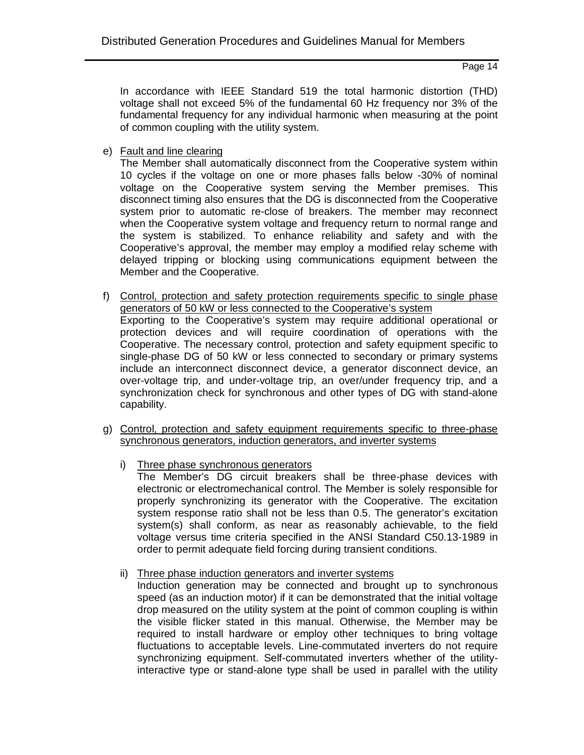In accordance with IEEE Standard 519 the total harmonic distortion (THD) voltage shall not exceed 5% of the fundamental 60 Hz frequency nor 3% of the fundamental frequency for any individual harmonic when measuring at the point of common coupling with the utility system.

e) Fault and line clearing

The Member shall automatically disconnect from the Cooperative system within 10 cycles if the voltage on one or more phases falls below -30% of nominal voltage on the Cooperative system serving the Member premises. This disconnect timing also ensures that the DG is disconnected from the Cooperative system prior to automatic re-close of breakers. The member may reconnect when the Cooperative system voltage and frequency return to normal range and the system is stabilized. To enhance reliability and safety and with the Cooperative's approval, the member may employ a modified relay scheme with delayed tripping or blocking using communications equipment between the Member and the Cooperative.

f) Control, protection and safety protection requirements specific to single phase generators of 50 kW or less connected to the Cooperative's system

Exporting to the Cooperative's system may require additional operational or protection devices and will require coordination of operations with the Cooperative. The necessary control, protection and safety equipment specific to single-phase DG of 50 kW or less connected to secondary or primary systems include an interconnect disconnect device, a generator disconnect device, an over-voltage trip, and under-voltage trip, an over/under frequency trip, and a synchronization check for synchronous and other types of DG with stand-alone capability.

g) Control, protection and safety equipment requirements specific to three-phase synchronous generators, induction generators, and inverter systems

i) Three phase synchronous generators

The Member's DG circuit breakers shall be three-phase devices with electronic or electromechanical control. The Member is solely responsible for properly synchronizing its generator with the Cooperative. The excitation system response ratio shall not be less than 0.5. The generator's excitation system(s) shall conform, as near as reasonably achievable, to the field voltage versus time criteria specified in the ANSI Standard C50.13-1989 in order to permit adequate field forcing during transient conditions.

ii) Three phase induction generators and inverter systems

Induction generation may be connected and brought up to synchronous speed (as an induction motor) if it can be demonstrated that the initial voltage drop measured on the utility system at the point of common coupling is within the visible flicker stated in this manual. Otherwise, the Member may be required to install hardware or employ other techniques to bring voltage fluctuations to acceptable levels. Line-commutated inverters do not require synchronizing equipment. Self-commutated inverters whether of the utility-interactive type or stand-alone type shall be used in parallel with the utility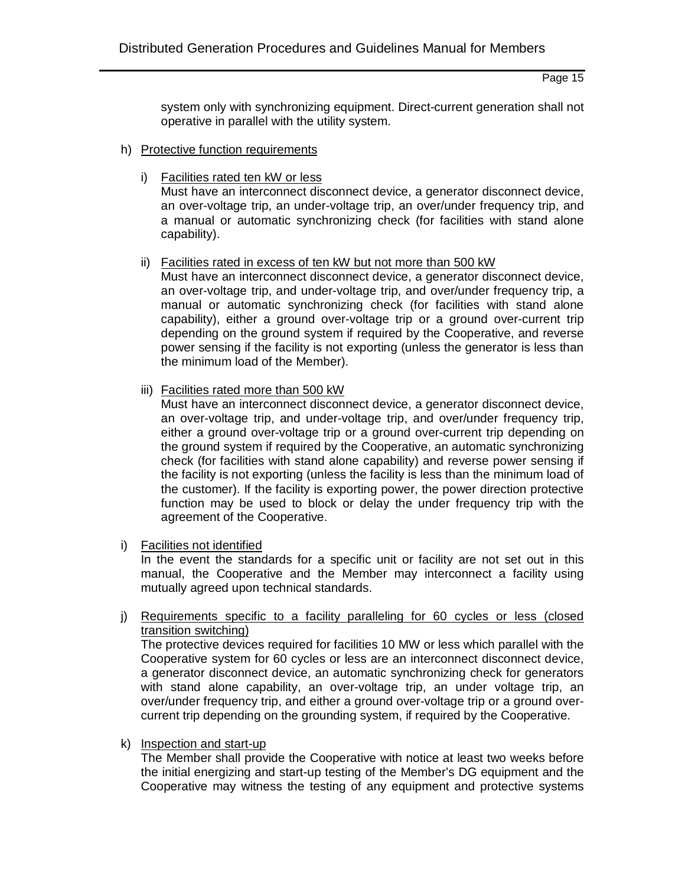system only with synchronizing equipment. Direct-current generation shall not operative in parallel with the utility system.

h) Protective function requirements

   i) Facilities rated ten kW or less
   Must have an interconnect disconnect device, a generator disconnect device, an over-voltage trip, an under-voltage trip, an over/under frequency trip, and a manual or automatic synchronizing check (for facilities with stand alone capability).

   ii) Facilities rated in excess of ten kW but not more than 500 kW
   Must have an interconnect disconnect device, a generator disconnect device, an over-voltage trip, and under-voltage trip, and over/under frequency trip, a manual or automatic synchronizing check (for facilities with stand alone capability), either a ground over-voltage trip or a ground over-current trip depending on the ground system if required by the Cooperative, and reverse power sensing if the facility is not exporting (unless the generator is less than the minimum load of the Member).

   iii) Facilities rated more than 500 kW
   Must have an interconnect disconnect device, a generator disconnect device, an over-voltage trip, and under-voltage trip, and over/under frequency trip, either a ground over-voltage trip or a ground over-current trip depending on the ground system if required by the Cooperative, an automatic synchronizing check (for facilities with stand alone capability) and reverse power sensing if the facility is not exporting (unless the facility is less than the minimum load of the customer). If the facility is exporting power, the power direction protective function may be used to block or delay the under frequency trip with the agreement of the Cooperative.

i) Facilities not identified
In the event the standards for a specific unit or facility are not set out in this manual, the Cooperative and the Member may interconnect a facility using mutually agreed upon technical standards.

j) Requirements specific to a facility paralleling for 60 cycles or less (closed transition switching)
The protective devices required for facilities 10 MW or less which parallel with the Cooperative system for 60 cycles or less are an interconnect disconnect device, a generator disconnect device, an automatic synchronizing check for generators with stand alone capability, an over-voltage trip, an under voltage trip, an over/under frequency trip, and either a ground over-voltage trip or a ground over-current trip depending on the grounding system, if required by the Cooperative.

k) Inspection and start-up
The Member shall provide the Cooperative with notice at least two weeks before the initial energizing and start-up testing of the Member's DG equipment and the Cooperative may witness the testing of any equipment and protective systems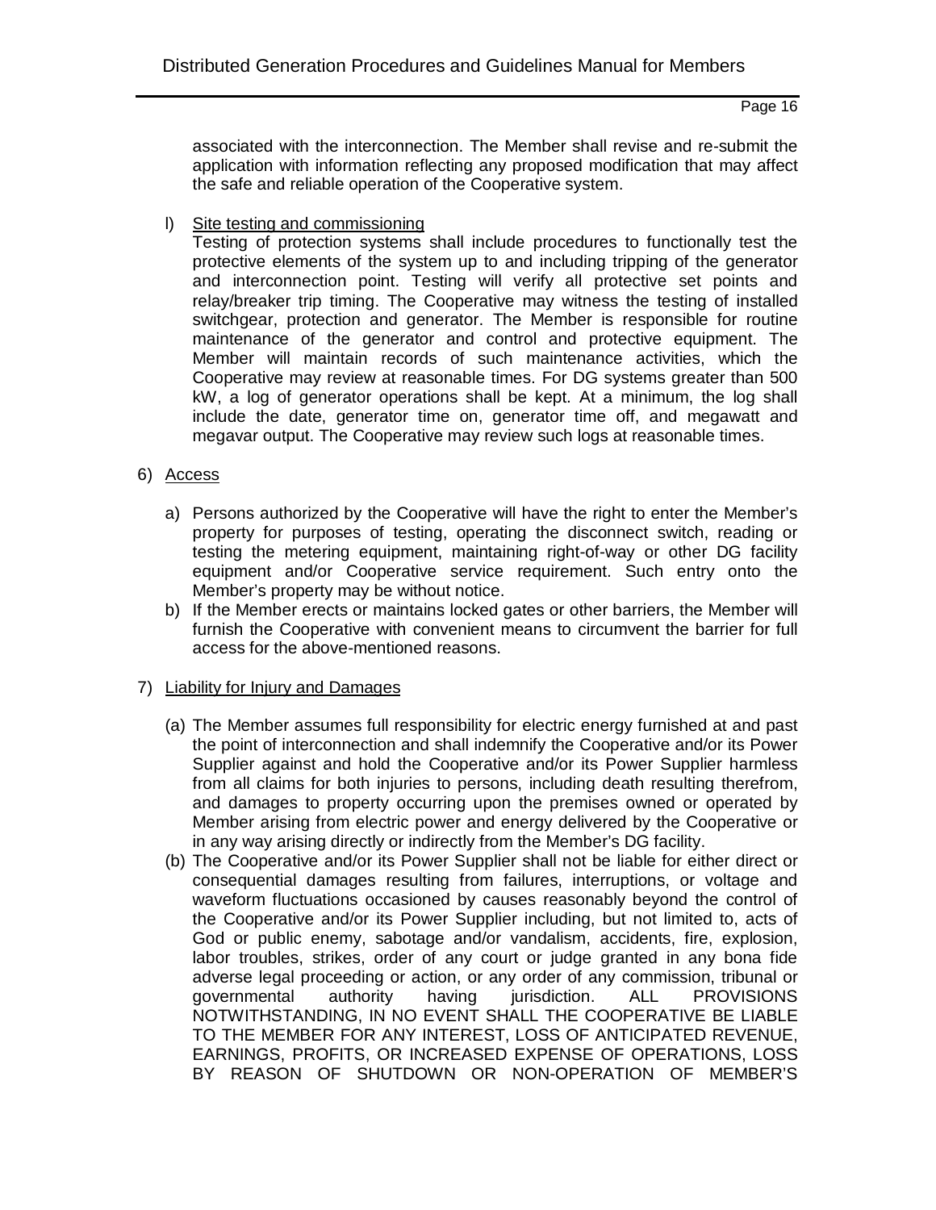associated with the interconnection. The Member shall revise and re-submit the application with information reflecting any proposed modification that may affect the safe and reliable operation of the Cooperative system.

l) <u>Site testing and commissioning</u>

Testing of protection systems shall include procedures to functionally test the protective elements of the system up to and including tripping of the generator and interconnection point. Testing will verify all protective set points and relay/breaker trip timing. The Cooperative may witness the testing of installed switchgear, protection and generator. The Member is responsible for routine maintenance of the generator and control and protective equipment. The Member will maintain records of such maintenance activities, which the Cooperative may review at reasonable times. For DG systems greater than 500 kW, a log of generator operations shall be kept. At a minimum, the log shall include the date, generator time on, generator time off, and megawatt and megavar output. The Cooperative may review such logs at reasonable times.

6) <u>Access</u>

a) Persons authorized by the Cooperative will have the right to enter the Member's property for purposes of testing, operating the disconnect switch, reading or testing the metering equipment, maintaining right-of-way or other DG facility equipment and/or Cooperative service requirement. Such entry onto the Member's property may be without notice.
b) If the Member erects or maintains locked gates or other barriers, the Member will furnish the Cooperative with convenient means to circumvent the barrier for full access for the above-mentioned reasons.

7) <u>Liability for Injury and Damages</u>

(a) The Member assumes full responsibility for electric energy furnished at and past the point of interconnection and shall indemnify the Cooperative and/or its Power Supplier against and hold the Cooperative and/or its Power Supplier harmless from all claims for both injuries to persons, including death resulting therefrom, and damages to property occurring upon the premises owned or operated by Member arising from electric power and energy delivered by the Cooperative or in any way arising directly or indirectly from the Member's DG facility.

(b) The Cooperative and/or its Power Supplier shall not be liable for either direct or consequential damages resulting from failures, interruptions, or voltage and waveform fluctuations occasioned by causes reasonably beyond the control of the Cooperative and/or its Power Supplier including, but not limited to, acts of God or public enemy, sabotage and/or vandalism, accidents, fire, explosion, labor troubles, strikes, order of any court or judge granted in any bona fide adverse legal proceeding or action, or any order of any commission, tribunal or governmental authority having jurisdiction. ALL PROVISIONS NOTWITHSTANDING, IN NO EVENT SHALL THE COOPERATIVE BE LIABLE TO THE MEMBER FOR ANY INTEREST, LOSS OF ANTICIPATED REVENUE, EARNINGS, PROFITS, OR INCREASED EXPENSE OF OPERATIONS, LOSS BY REASON OF SHUTDOWN OR NON-OPERATION OF MEMBER'S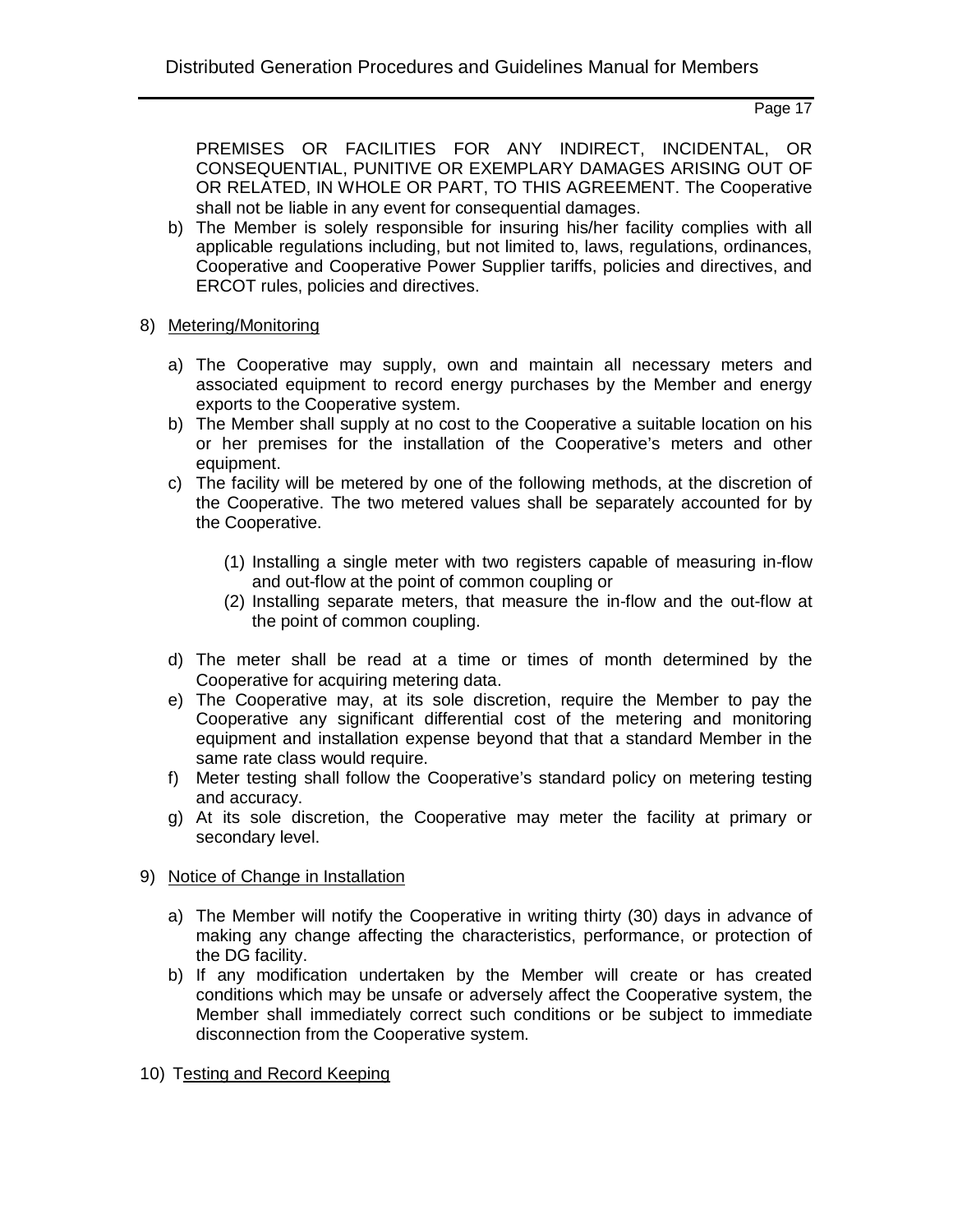PREMISES OR FACILITIES FOR ANY INDIRECT, INCIDENTAL, OR CONSEQUENTIAL, PUNITIVE OR EXEMPLARY DAMAGES ARISING OUT OF OR RELATED, IN WHOLE OR PART, TO THIS AGREEMENT. The Cooperative shall not be liable in any event for consequential damages.

b) The Member is solely responsible for insuring his/her facility complies with all applicable regulations including, but not limited to, laws, regulations, ordinances, Cooperative and Cooperative Power Supplier tariffs, policies and directives, and ERCOT rules, policies and directives.

8) <u>Metering/Monitoring</u>

   a) The Cooperative may supply, own and maintain all necessary meters and associated equipment to record energy purchases by the Member and energy exports to the Cooperative system.
   b) The Member shall supply at no cost to the Cooperative a suitable location on his or her premises for the installation of the Cooperative's meters and other equipment.
   c) The facility will be metered by one of the following methods, at the discretion of the Cooperative. The two metered values shall be separately accounted for by the Cooperative.

      (1) Installing a single meter with two registers capable of measuring in-flow and out-flow at the point of common coupling or
      (2) Installing separate meters, that measure the in-flow and the out-flow at the point of common coupling.

   d) The meter shall be read at a time or times of month determined by the Cooperative for acquiring metering data.
   e) The Cooperative may, at its sole discretion, require the Member to pay the Cooperative any significant differential cost of the metering and monitoring equipment and installation expense beyond that that a standard Member in the same rate class would require.
   f) Meter testing shall follow the Cooperative's standard policy on metering testing and accuracy.
   g) At its sole discretion, the Cooperative may meter the facility at primary or secondary level.

9) <u>Notice of Change in Installation</u>

   a) The Member will notify the Cooperative in writing thirty (30) days in advance of making any change affecting the characteristics, performance, or protection of the DG facility.
   b) If any modification undertaken by the Member will create or has created conditions which may be unsafe or adversely affect the Cooperative system, the Member shall immediately correct such conditions or be subject to immediate disconnection from the Cooperative system.

10) <u>Testing and Record Keeping</u>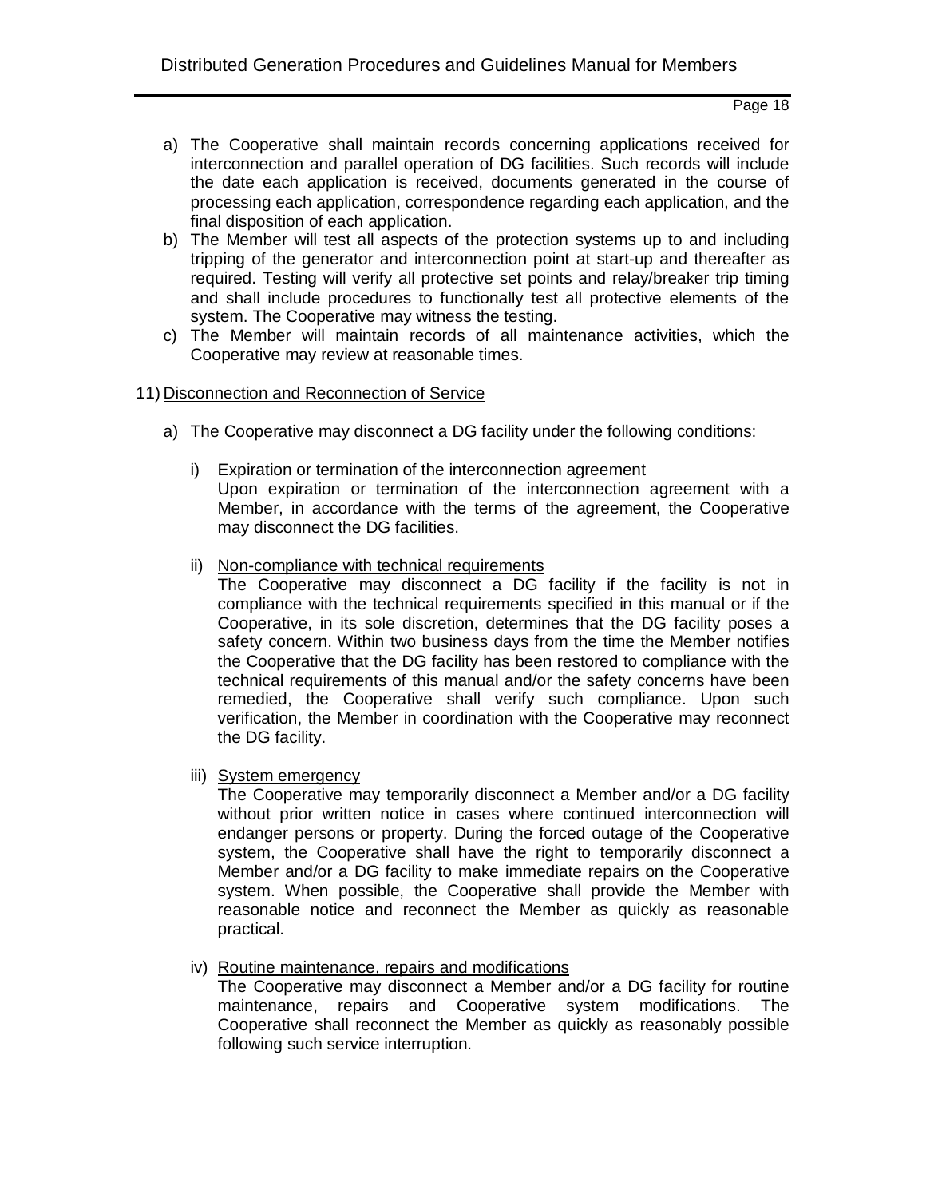a) The Cooperative shall maintain records concerning applications received for interconnection and parallel operation of DG facilities. Such records will include the date each application is received, documents generated in the course of processing each application, correspondence regarding each application, and the final disposition of each application.
b) The Member will test all aspects of the protection systems up to and including tripping of the generator and interconnection point at start-up and thereafter as required. Testing will verify all protective set points and relay/breaker trip timing and shall include procedures to functionally test all protective elements of the system. The Cooperative may witness the testing.
c) The Member will maintain records of all maintenance activities, which the Cooperative may review at reasonable times.

11) <u>Disconnection and Reconnection of Service</u>

a) The Cooperative may disconnect a DG facility under the following conditions:

    i) <u>Expiration or termination of the interconnection agreement</u>
    Upon expiration or termination of the interconnection agreement with a Member, in accordance with the terms of the agreement, the Cooperative may disconnect the DG facilities.

    ii) <u>Non-compliance with technical requirements</u>
    The Cooperative may disconnect a DG facility if the facility is not in compliance with the technical requirements specified in this manual or if the Cooperative, in its sole discretion, determines that the DG facility poses a safety concern. Within two business days from the time the Member notifies the Cooperative that the DG facility has been restored to compliance with the technical requirements of this manual and/or the safety concerns have been remedied, the Cooperative shall verify such compliance. Upon such verification, the Member in coordination with the Cooperative may reconnect the DG facility.

    iii) <u>System emergency</u>
    The Cooperative may temporarily disconnect a Member and/or a DG facility without prior written notice in cases where continued interconnection will endanger persons or property. During the forced outage of the Cooperative system, the Cooperative shall have the right to temporarily disconnect a Member and/or a DG facility to make immediate repairs on the Cooperative system. When possible, the Cooperative shall provide the Member with reasonable notice and reconnect the Member as quickly as reasonable practical.

    iv) <u>Routine maintenance, repairs and modifications</u>
    The Cooperative may disconnect a Member and/or a DG facility for routine maintenance, repairs and Cooperative system modifications. The Cooperative shall reconnect the Member as quickly as reasonably possible following such service interruption.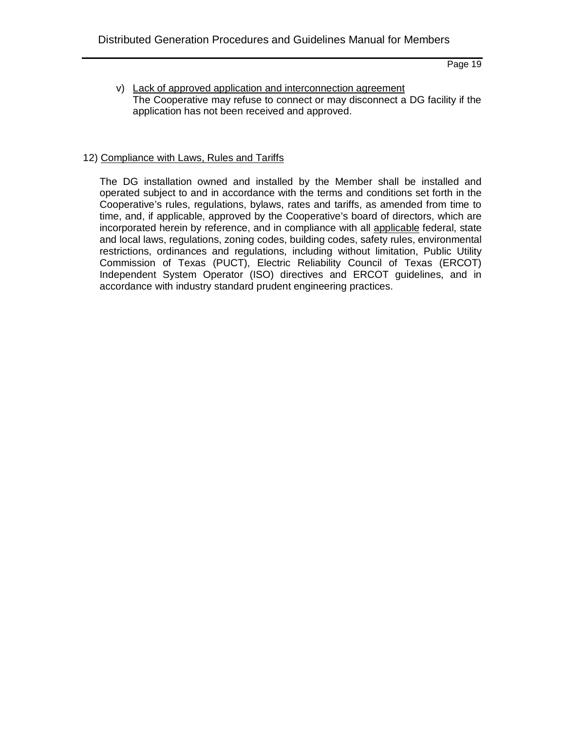v) Lack of approved application and interconnection agreement
   The Cooperative may refuse to connect or may disconnect a DG facility if the application has not been received and approved.

12) Compliance with Laws, Rules and Tariffs

The DG installation owned and installed by the Member shall be installed and operated subject to and in accordance with the terms and conditions set forth in the Cooperative's rules, regulations, bylaws, rates and tariffs, as amended from time to time, and, if applicable, approved by the Cooperative's board of directors, which are incorporated herein by reference, and in compliance with all applicable federal, state and local laws, regulations, zoning codes, building codes, safety rules, environmental restrictions, ordinances and regulations, including without limitation, Public Utility Commission of Texas (PUCT), Electric Reliability Council of Texas (ERCOT) Independent System Operator (ISO) directives and ERCOT guidelines, and in accordance with industry standard prudent engineering practices.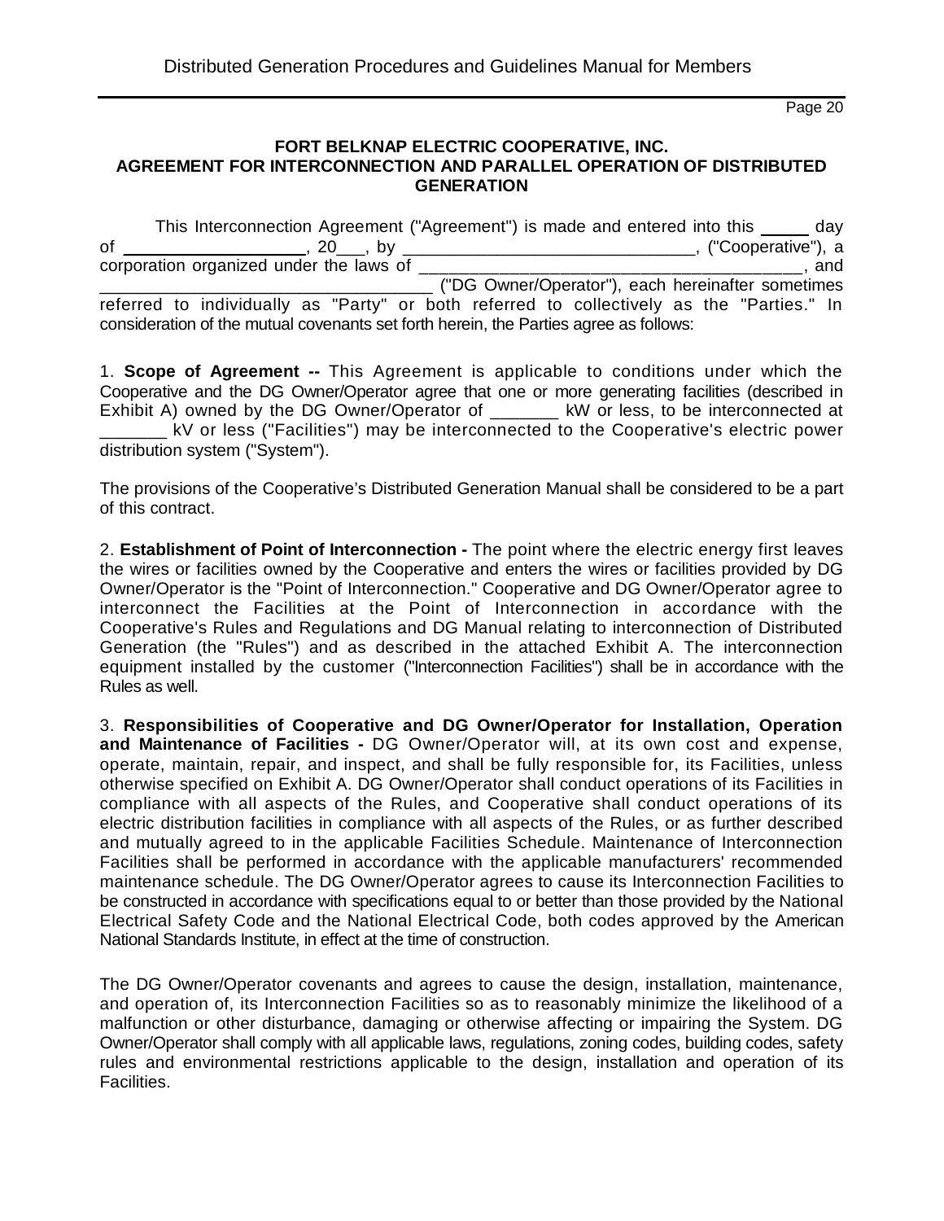**FORT BELKNAP ELECTRIC COOPERATIVE, INC.**
**AGREEMENT FOR INTERCONNECTION AND PARALLEL OPERATION OF DISTRIBUTED GENERATION**

This Interconnection Agreement ("Agreement") is made and entered into this _____ day of ___________________, 20___, by ______________________________, ("Cooperative"), a corporation organized under the laws of ________________________________________, and __________________________________ ("DG Owner/Operator"), each hereinafter sometimes referred to individually as "Party" or both referred to collectively as the "Parties." In consideration of the mutual covenants set forth herein, the Parties agree as follows:

1. **Scope of Agreement --** This Agreement is applicable to conditions under which the Cooperative and the DG Owner/Operator agree that one or more generating facilities (described in Exhibit A) owned by the DG Owner/Operator of _______ kW or less, to be interconnected at _______ kV or less ("Facilities") may be interconnected to the Cooperative's electric power distribution system ("System").

The provisions of the Cooperative's Distributed Generation Manual shall be considered to be a part of this contract.

2. **Establishment of Point of Interconnection -** The point where the electric energy first leaves the wires or facilities owned by the Cooperative and enters the wires or facilities provided by DG Owner/Operator is the "Point of Interconnection." Cooperative and DG Owner/Operator agree to interconnect the Facilities at the Point of Interconnection in accordance with the Cooperative's Rules and Regulations and DG Manual relating to interconnection of Distributed Generation (the "Rules") and as described in the attached Exhibit A. The interconnection equipment installed by the customer ("Interconnection Facilities") shall be in accordance with the Rules as well.

3. **Responsibilities of Cooperative and DG Owner/Operator for Installation, Operation and Maintenance of Facilities -** DG Owner/Operator will, at its own cost and expense, operate, maintain, repair, and inspect, and shall be fully responsible for, its Facilities, unless otherwise specified on Exhibit A. DG Owner/Operator shall conduct operations of its Facilities in compliance with all aspects of the Rules, and Cooperative shall conduct operations of its electric distribution facilities in compliance with all aspects of the Rules, or as further described and mutually agreed to in the applicable Facilities Schedule. Maintenance of Interconnection Facilities shall be performed in accordance with the applicable manufacturers' recommended maintenance schedule. The DG Owner/Operator agrees to cause its Interconnection Facilities to be constructed in accordance with specifications equal to or better than those provided by the National Electrical Safety Code and the National Electrical Code, both codes approved by the American National Standards Institute, in effect at the time of construction.

The DG Owner/Operator covenants and agrees to cause the design, installation, maintenance, and operation of, its Interconnection Facilities so as to reasonably minimize the likelihood of a malfunction or other disturbance, damaging or otherwise affecting or impairing the System. DG Owner/Operator shall comply with all applicable laws, regulations, zoning codes, building codes, safety rules and environmental restrictions applicable to the design, installation and operation of its Facilities.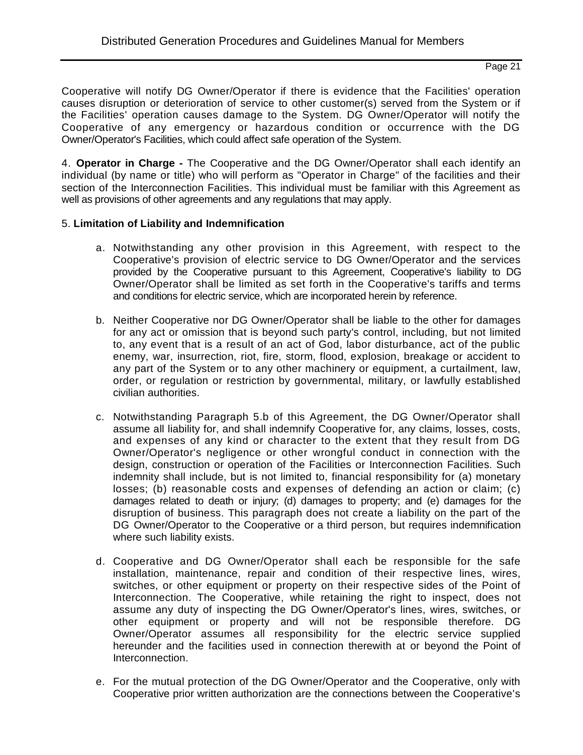Cooperative will notify DG Owner/Operator if there is evidence that the Facilities' operation causes disruption or deterioration of service to other customer(s) served from the System or if the Facilities' operation causes damage to the System. DG Owner/Operator will notify the Cooperative of any emergency or hazardous condition or occurrence with the DG Owner/Operator's Facilities, which could affect safe operation of the System.

4. **Operator in Charge -** The Cooperative and the DG Owner/Operator shall each identify an individual (by name or title) who will perform as "Operator in Charge" of the facilities and their section of the Interconnection Facilities. This individual must be familiar with this Agreement as well as provisions of other agreements and any regulations that may apply.

5. **Limitation of Liability and Indemnification**

a. Notwithstanding any other provision in this Agreement, with respect to the Cooperative's provision of electric service to DG Owner/Operator and the services provided by the Cooperative pursuant to this Agreement, Cooperative's liability to DG Owner/Operator shall be limited as set forth in the Cooperative's tariffs and terms and conditions for electric service, which are incorporated herein by reference.

b. Neither Cooperative nor DG Owner/Operator shall be liable to the other for damages for any act or omission that is beyond such party's control, including, but not limited to, any event that is a result of an act of God, labor disturbance, act of the public enemy, war, insurrection, riot, fire, storm, flood, explosion, breakage or accident to any part of the System or to any other machinery or equipment, a curtailment, law, order, or regulation or restriction by governmental, military, or lawfully established civilian authorities.

c. Notwithstanding Paragraph 5.b of this Agreement, the DG Owner/Operator shall assume all liability for, and shall indemnify Cooperative for, any claims, losses, costs, and expenses of any kind or character to the extent that they result from DG Owner/Operator's negligence or other wrongful conduct in connection with the design, construction or operation of the Facilities or Interconnection Facilities. Such indemnity shall include, but is not limited to, financial responsibility for (a) monetary losses; (b) reasonable costs and expenses of defending an action or claim; (c) damages related to death or injury; (d) damages to property; and (e) damages for the disruption of business. This paragraph does not create a liability on the part of the DG Owner/Operator to the Cooperative or a third person, but requires indemnification where such liability exists.

d. Cooperative and DG Owner/Operator shall each be responsible for the safe installation, maintenance, repair and condition of their respective lines, wires, switches, or other equipment or property on their respective sides of the Point of Interconnection. The Cooperative, while retaining the right to inspect, does not assume any duty of inspecting the DG Owner/Operator's lines, wires, switches, or other equipment or property and will not be responsible therefore. DG Owner/Operator assumes all responsibility for the electric service supplied hereunder and the facilities used in connection therewith at or beyond the Point of Interconnection.

e. For the mutual protection of the DG Owner/Operator and the Cooperative, only with Cooperative prior written authorization are the connections between the Cooperative's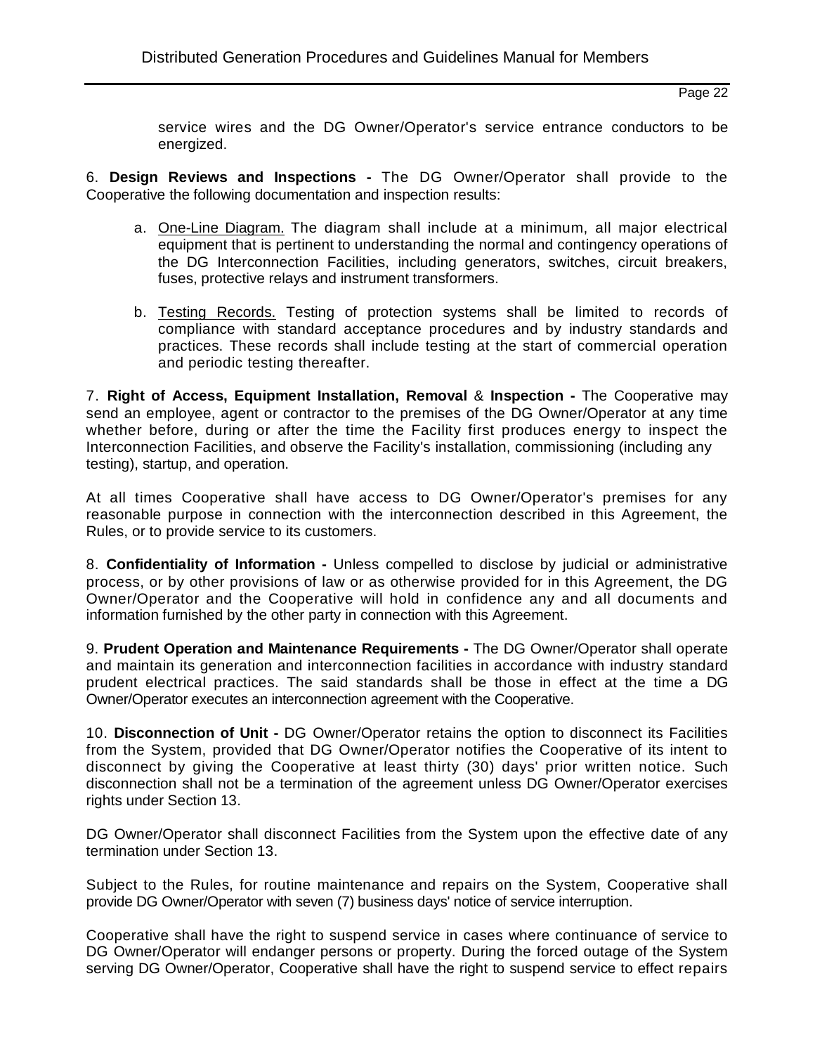service wires and the DG Owner/Operator's service entrance conductors to be energized.

6. **Design Reviews and Inspections -** The DG Owner/Operator shall provide to the Cooperative the following documentation and inspection results:

a. One-Line Diagram. The diagram shall include at a minimum, all major electrical equipment that is pertinent to understanding the normal and contingency operations of the DG Interconnection Facilities, including generators, switches, circuit breakers, fuses, protective relays and instrument transformers.

b. Testing Records. Testing of protection systems shall be limited to records of compliance with standard acceptance procedures and by industry standards and practices. These records shall include testing at the start of commercial operation and periodic testing thereafter.

7. **Right of Access, Equipment Installation, Removal** & **Inspection -** The Cooperative may send an employee, agent or contractor to the premises of the DG Owner/Operator at any time whether before, during or after the time the Facility first produces energy to inspect the Interconnection Facilities, and observe the Facility's installation, commissioning (including any testing), startup, and operation.

At all times Cooperative shall have access to DG Owner/Operator's premises for any reasonable purpose in connection with the interconnection described in this Agreement, the Rules, or to provide service to its customers.

8. **Confidentiality of Information -** Unless compelled to disclose by judicial or administrative process, or by other provisions of law or as otherwise provided for in this Agreement, the DG Owner/Operator and the Cooperative will hold in confidence any and all documents and information furnished by the other party in connection with this Agreement.

9. **Prudent Operation and Maintenance Requirements -** The DG Owner/Operator shall operate and maintain its generation and interconnection facilities in accordance with industry standard prudent electrical practices. The said standards shall be those in effect at the time a DG Owner/Operator executes an interconnection agreement with the Cooperative.

10. **Disconnection of Unit -** DG Owner/Operator retains the option to disconnect its Facilities from the System, provided that DG Owner/Operator notifies the Cooperative of its intent to disconnect by giving the Cooperative at least thirty (30) days' prior written notice. Such disconnection shall not be a termination of the agreement unless DG Owner/Operator exercises rights under Section 13.

DG Owner/Operator shall disconnect Facilities from the System upon the effective date of any termination under Section 13.

Subject to the Rules, for routine maintenance and repairs on the System, Cooperative shall provide DG Owner/Operator with seven (7) business days' notice of service interruption.

Cooperative shall have the right to suspend service in cases where continuance of service to DG Owner/Operator will endanger persons or property. During the forced outage of the System serving DG Owner/Operator, Cooperative shall have the right to suspend service to effect repairs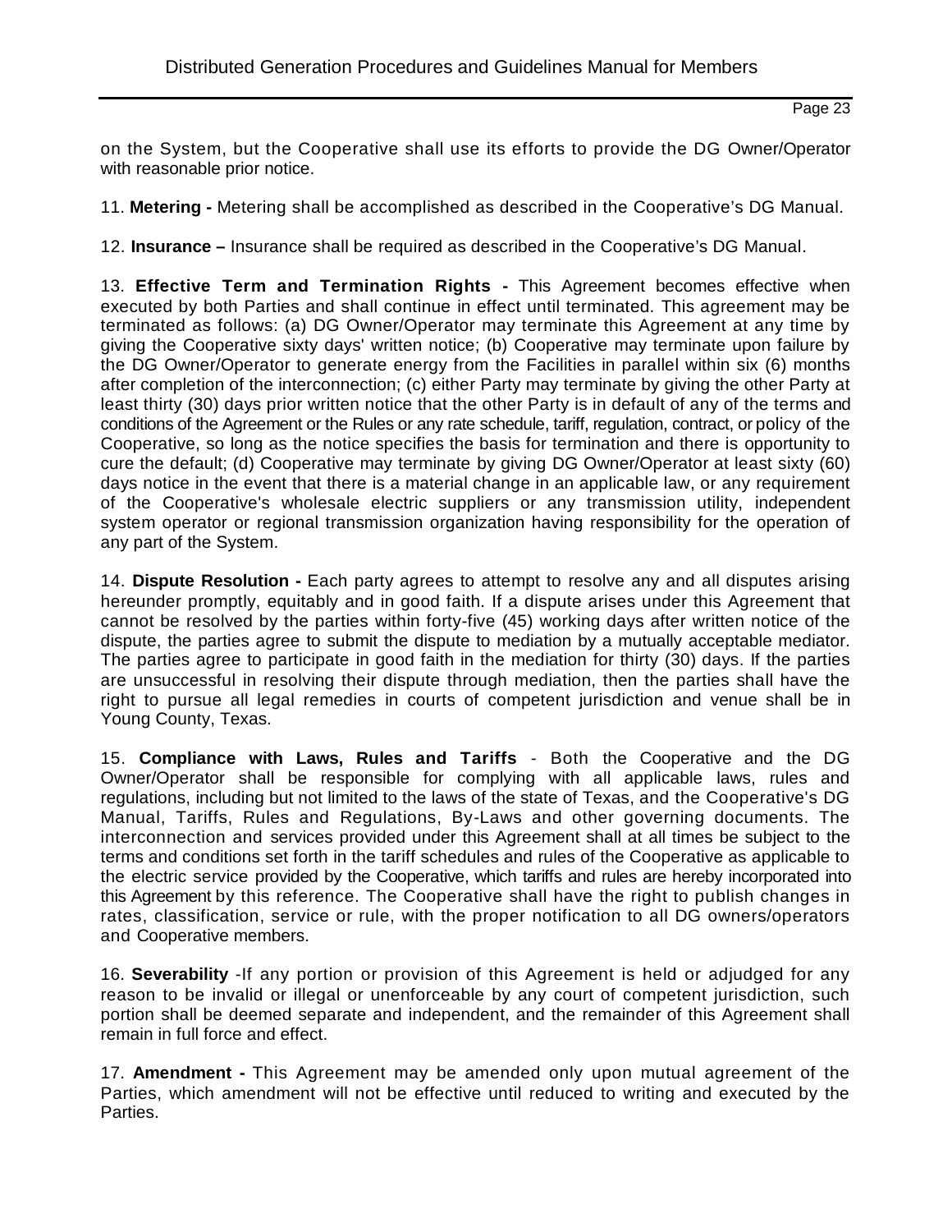on the System, but the Cooperative shall use its efforts to provide the DG Owner/Operator with reasonable prior notice.

11. **Metering -** Metering shall be accomplished as described in the Cooperative's DG Manual.

12. **Insurance –** Insurance shall be required as described in the Cooperative's DG Manual.

13. **Effective Term and Termination Rights -** This Agreement becomes effective when executed by both Parties and shall continue in effect until terminated. This agreement may be terminated as follows: (a) DG Owner/Operator may terminate this Agreement at any time by giving the Cooperative sixty days' written notice; (b) Cooperative may terminate upon failure by the DG Owner/Operator to generate energy from the Facilities in parallel within six (6) months after completion of the interconnection; (c) either Party may terminate by giving the other Party at least thirty (30) days prior written notice that the other Party is in default of any of the terms and conditions of the Agreement or the Rules or any rate schedule, tariff, regulation, contract, or policy of the Cooperative, so long as the notice specifies the basis for termination and there is opportunity to cure the default; (d) Cooperative may terminate by giving DG Owner/Operator at least sixty (60) days notice in the event that there is a material change in an applicable law, or any requirement of the Cooperative's wholesale electric suppliers or any transmission utility, independent system operator or regional transmission organization having responsibility for the operation of any part of the System.

14. **Dispute Resolution -** Each party agrees to attempt to resolve any and all disputes arising hereunder promptly, equitably and in good faith. If a dispute arises under this Agreement that cannot be resolved by the parties within forty-five (45) working days after written notice of the dispute, the parties agree to submit the dispute to mediation by a mutually acceptable mediator. The parties agree to participate in good faith in the mediation for thirty (30) days. If the parties are unsuccessful in resolving their dispute through mediation, then the parties shall have the right to pursue all legal remedies in courts of competent jurisdiction and venue shall be in Young County, Texas.

15. **Compliance with Laws, Rules and Tariffs** - Both the Cooperative and the DG Owner/Operator shall be responsible for complying with all applicable laws, rules and regulations, including but not limited to the laws of the state of Texas, and the Cooperative's DG Manual, Tariffs, Rules and Regulations, By-Laws and other governing documents. The interconnection and services provided under this Agreement shall at all times be subject to the terms and conditions set forth in the tariff schedules and rules of the Cooperative as applicable to the electric service provided by the Cooperative, which tariffs and rules are hereby incorporated into this Agreement by this reference. The Cooperative shall have the right to publish changes in rates, classification, service or rule, with the proper notification to all DG owners/operators and Cooperative members.

16. **Severability** -If any portion or provision of this Agreement is held or adjudged for any reason to be invalid or illegal or unenforceable by any court of competent jurisdiction, such portion shall be deemed separate and independent, and the remainder of this Agreement shall remain in full force and effect.

17. **Amendment -** This Agreement may be amended only upon mutual agreement of the Parties, which amendment will not be effective until reduced to writing and executed by the Parties.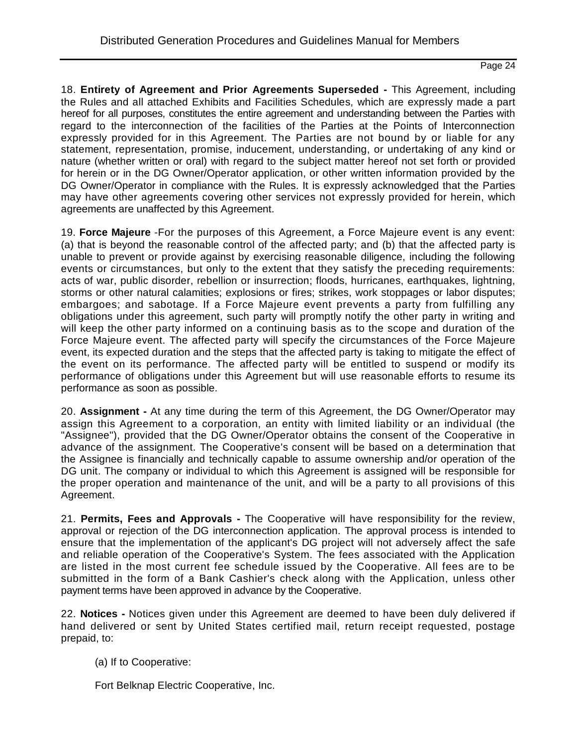18. **Entirety of Agreement and Prior Agreements Superseded -** This Agreement, including the Rules and all attached Exhibits and Facilities Schedules, which are expressly made a part hereof for all purposes, constitutes the entire agreement and understanding between the Parties with regard to the interconnection of the facilities of the Parties at the Points of Interconnection expressly provided for in this Agreement. The Parties are not bound by or liable for any statement, representation, promise, inducement, understanding, or undertaking of any kind or nature (whether written or oral) with regard to the subject matter hereof not set forth or provided for herein or in the DG Owner/Operator application, or other written information provided by the DG Owner/Operator in compliance with the Rules. It is expressly acknowledged that the Parties may have other agreements covering other services not expressly provided for herein, which agreements are unaffected by this Agreement.

19. **Force Majeure** -For the purposes of this Agreement, a Force Majeure event is any event: (a) that is beyond the reasonable control of the affected party; and (b) that the affected party is unable to prevent or provide against by exercising reasonable diligence, including the following events or circumstances, but only to the extent that they satisfy the preceding requirements: acts of war, public disorder, rebellion or insurrection; floods, hurricanes, earthquakes, lightning, storms or other natural calamities; explosions or fires; strikes, work stoppages or labor disputes; embargoes; and sabotage. If a Force Majeure event prevents a party from fulfilling any obligations under this agreement, such party will promptly notify the other party in writing and will keep the other party informed on a continuing basis as to the scope and duration of the Force Majeure event. The affected party will specify the circumstances of the Force Majeure event, its expected duration and the steps that the affected party is taking to mitigate the effect of the event on its performance. The affected party will be entitled to suspend or modify its performance of obligations under this Agreement but will use reasonable efforts to resume its performance as soon as possible.

20. **Assignment -** At any time during the term of this Agreement, the DG Owner/Operator may assign this Agreement to a corporation, an entity with limited liability or an individual (the "Assignee"), provided that the DG Owner/Operator obtains the consent of the Cooperative in advance of the assignment. The Cooperative's consent will be based on a determination that the Assignee is financially and technically capable to assume ownership and/or operation of the DG unit. The company or individual to which this Agreement is assigned will be responsible for the proper operation and maintenance of the unit, and will be a party to all provisions of this Agreement.

21. **Permits, Fees and Approvals -** The Cooperative will have responsibility for the review, approval or rejection of the DG interconnection application. The approval process is intended to ensure that the implementation of the applicant's DG project will not adversely affect the safe and reliable operation of the Cooperative's System. The fees associated with the Application are listed in the most current fee schedule issued by the Cooperative. All fees are to be submitted in the form of a Bank Cashier's check along with the Application, unless other payment terms have been approved in advance by the Cooperative.

22. **Notices -** Notices given under this Agreement are deemed to have been duly delivered if hand delivered or sent by United States certified mail, return receipt requested, postage prepaid, to:

(a) If to Cooperative:

Fort Belknap Electric Cooperative, Inc.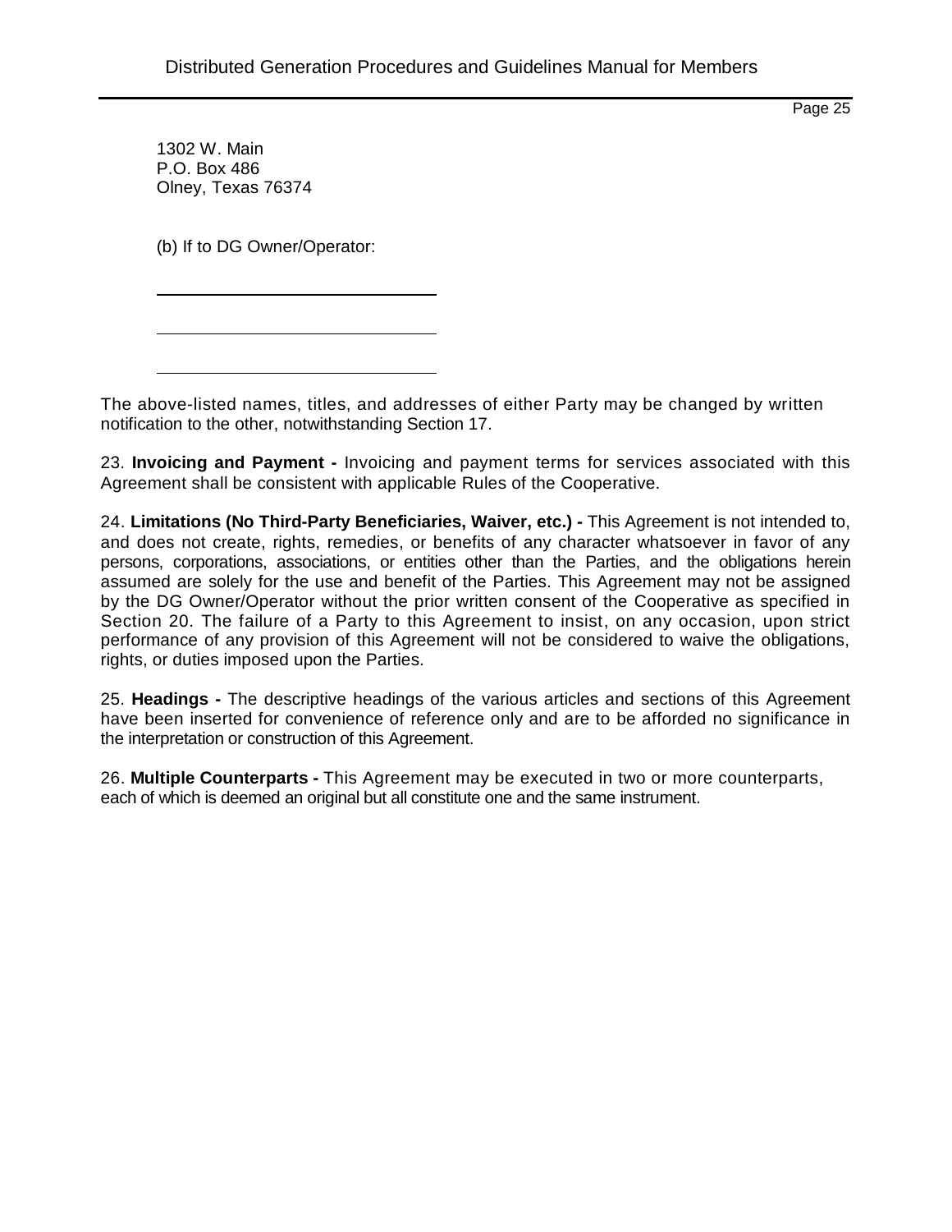1302 W. Main
P.O. Box 486
Olney, Texas 76374

(b) If to DG Owner/Operator:

\_\_\_\_\_\_\_\_\_\_\_\_\_\_\_\_\_\_\_\_\_\_\_\_\_\_\_\_\_\_

\_\_\_\_\_\_\_\_\_\_\_\_\_\_\_\_\_\_\_\_\_\_\_\_\_\_\_\_\_\_

\_\_\_\_\_\_\_\_\_\_\_\_\_\_\_\_\_\_\_\_\_\_\_\_\_\_\_\_\_\_

The above-listed names, titles, and addresses of either Party may be changed by written notification to the other, notwithstanding Section 17.

23. **Invoicing and Payment -** Invoicing and payment terms for services associated with this Agreement shall be consistent with applicable Rules of the Cooperative.

24. **Limitations (No Third-Party Beneficiaries, Waiver, etc.) -** This Agreement is not intended to, and does not create, rights, remedies, or benefits of any character whatsoever in favor of any persons, corporations, associations, or entities other than the Parties, and the obligations herein assumed are solely for the use and benefit of the Parties. This Agreement may not be assigned by the DG Owner/Operator without the prior written consent of the Cooperative as specified in Section 20. The failure of a Party to this Agreement to insist, on any occasion, upon strict performance of any provision of this Agreement will not be considered to waive the obligations, rights, or duties imposed upon the Parties.

25. **Headings -** The descriptive headings of the various articles and sections of this Agreement have been inserted for convenience of reference only and are to be afforded no significance in the interpretation or construction of this Agreement.

26. **Multiple Counterparts -** This Agreement may be executed in two or more counterparts, each of which is deemed an original but all constitute one and the same instrument.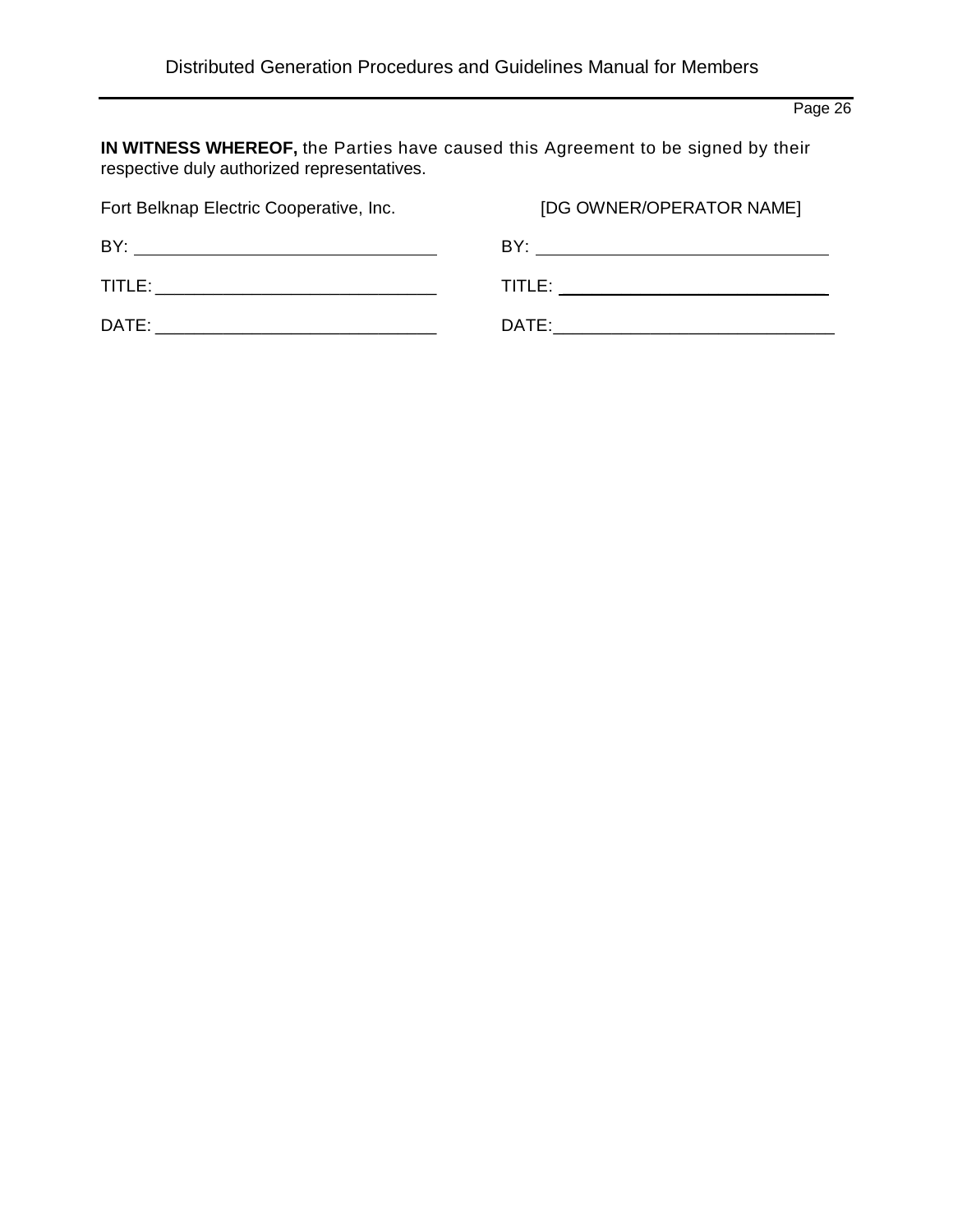**IN WITNESS WHEREOF,** the Parties have caused this Agreement to be signed by their respective duly authorized representatives.

| Fort Belknap Electric Cooperative, Inc. | [DG OWNER/OPERATOR NAME] |
|---|---|
| BY: ______________________________ | BY: ______________________________ |
| TITLE: ____________________________ | TITLE: ____________________________ |
| DATE: ____________________________ | DATE: ____________________________ |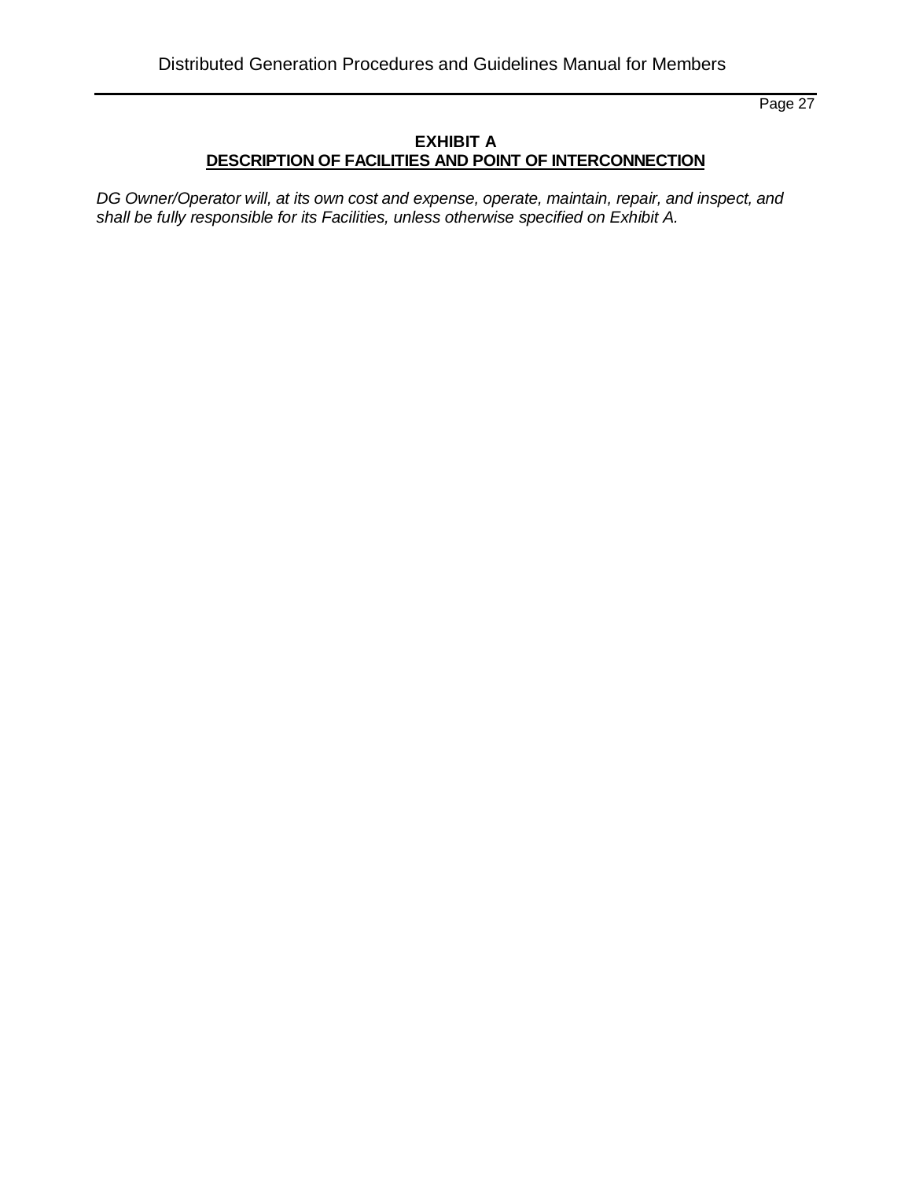## EXHIBIT A
## DESCRIPTION OF FACILITIES AND POINT OF INTERCONNECTION

*DG Owner/Operator will, at its own cost and expense, operate, maintain, repair, and inspect, and shall be fully responsible for its Facilities, unless otherwise specified on Exhibit A.*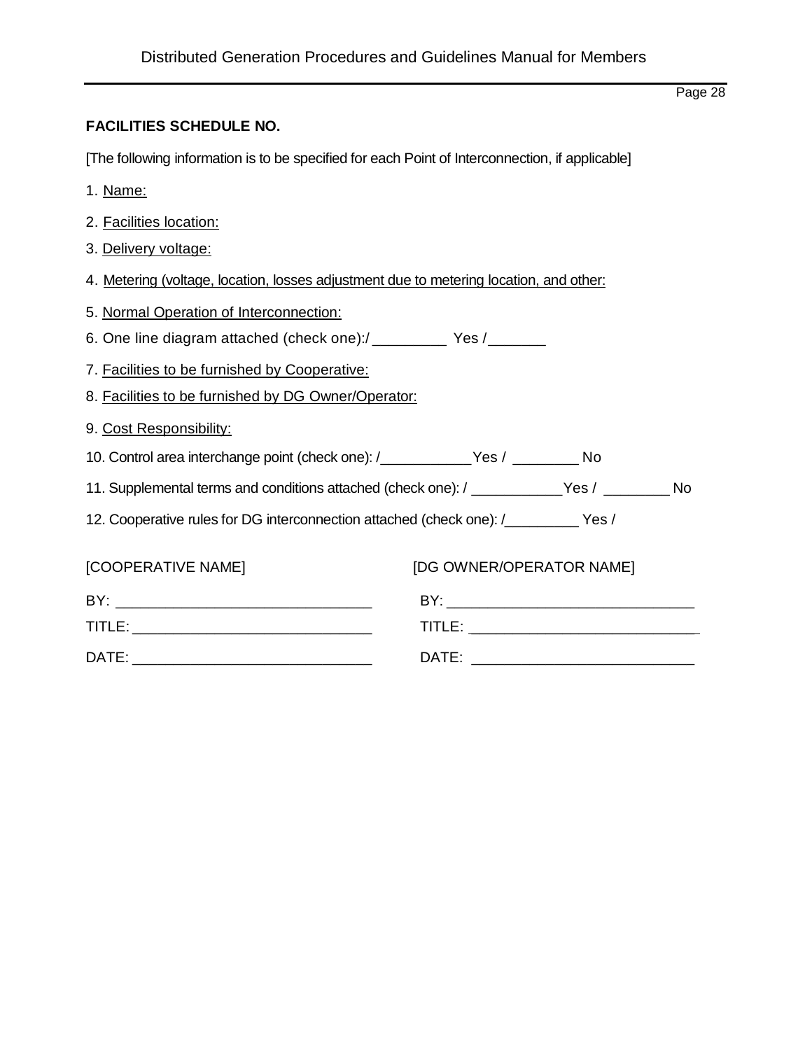**FACILITIES SCHEDULE NO.**

[The following information is to be specified for each Point of Interconnection, if applicable]

1. Name:
2. Facilities location:
3. Delivery voltage:
4. Metering (voltage, location, losses adjustment due to metering location, and other:
5. Normal Operation of Interconnection:
6. One line diagram attached (check one):/_________ Yes /_______
7. Facilities to be furnished by Cooperative:
8. Facilities to be furnished by DG Owner/Operator:
9. Cost Responsibility:
10. Control area interchange point (check one): /___________Yes / ________ No
11. Supplemental terms and conditions attached (check one): / ___________Yes / ________ No
12. Cooperative rules for DG interconnection attached (check one): /_________ Yes /

| [COOPERATIVE NAME] | [DG OWNER/OPERATOR NAME] |
|---|---|
| BY: ______________________________ | BY: ______________________________ |
| TITLE: ____________________________ | TITLE: ____________________________ |
| DATE: _____________________________ | DATE: _____________________________ |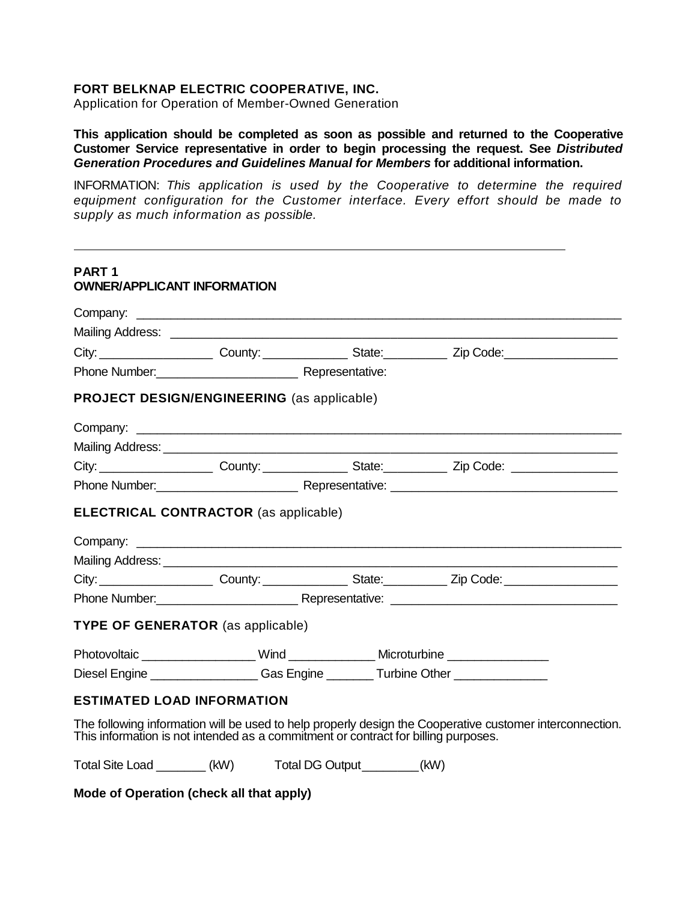**FORT BELKNAP ELECTRIC COOPERATIVE, INC.**
Application for Operation of Member-Owned Generation

**This application should be completed as soon as possible and returned to the Cooperative Customer Service representative in order to begin processing the request. See *Distributed Generation Procedures and Guidelines Manual for Members* for additional information.**

INFORMATION: *This application is used by the Cooperative to determine the required equipment configuration for the Customer interface. Every effort should be made to supply as much information as possible.*

---

**PART 1**
**OWNER/APPLICANT INFORMATION**

Company: ___________________________________________________________________

Mailing Address: ______________________________________________________________

City: ________________ County: ____________ State:_________ Zip Code:________________

Phone Number:____________________ Representative:

**PROJECT DESIGN/ENGINEERING** (as applicable)

Company: ___________________________________________________________________

Mailing Address: ______________________________________________________________

City: ________________ County: ____________ State:_________ Zip Code: _______________

Phone Number:____________________ Representative: ______________________________

**ELECTRICAL CONTRACTOR** (as applicable)

Company: ___________________________________________________________________

Mailing Address: ______________________________________________________________

City: ________________ County: ____________ State:_________ Zip Code:________________

Phone Number:____________________ Representative: ______________________________

**TYPE OF GENERATOR** (as applicable)

Photovoltaic ________________ Wind ____________ Microturbine ______________

Diesel Engine _______________ Gas Engine _______ Turbine Other _____________

**ESTIMATED LOAD INFORMATION**

The following information will be used to help properly design the Cooperative customer interconnection. This information is not intended as a commitment or contract for billing purposes.

Total Site Load _______ (kW) Total DG Output________(kW)

**Mode of Operation (check all that apply)**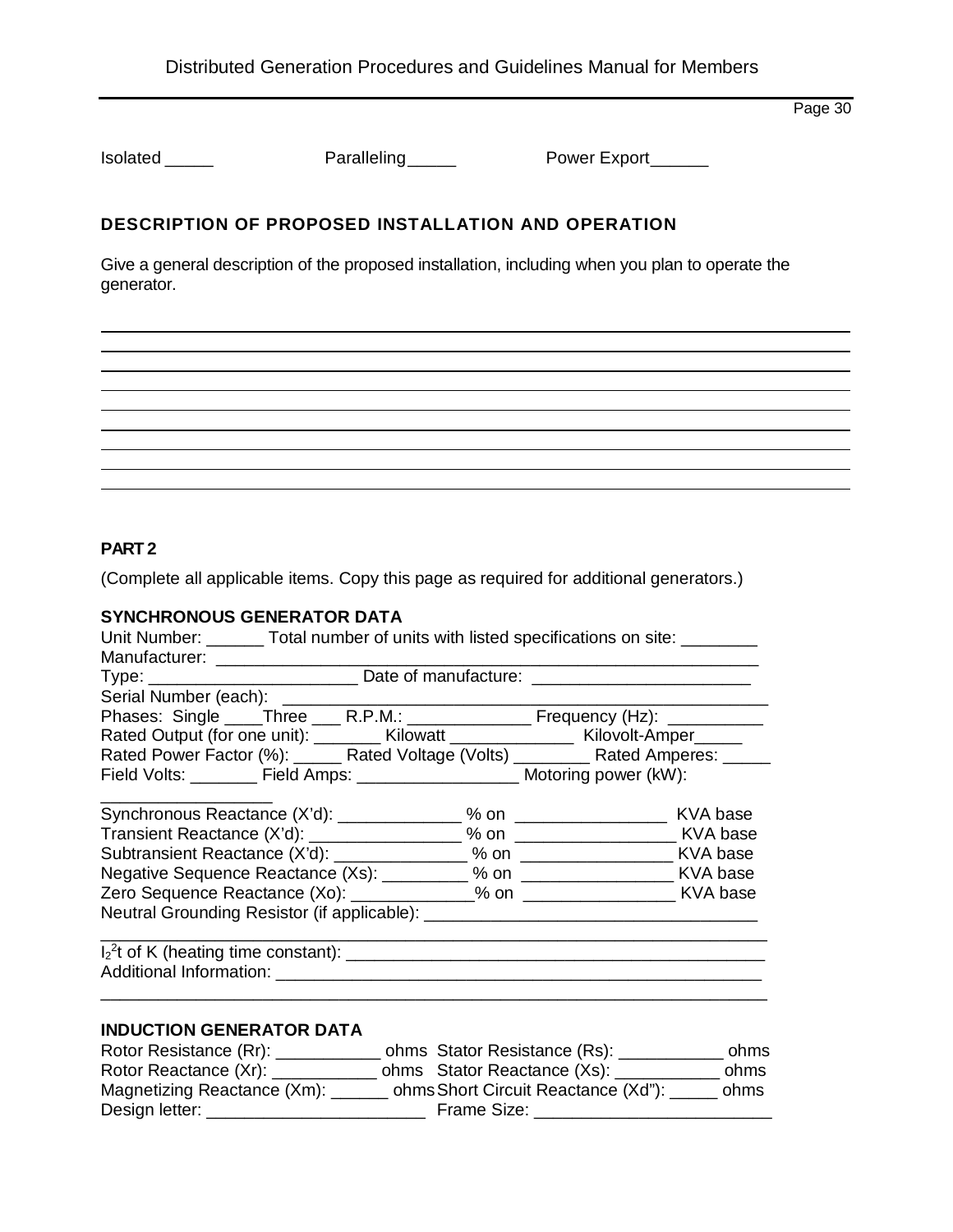Isolated _____ Paralleling_____ Power Export______

## DESCRIPTION OF PROPOSED INSTALLATION AND OPERATION

Give a general description of the proposed installation, including when you plan to operate the generator.

_______________________________________________________________________________

_______________________________________________________________________________

_______________________________________________________________________________

_______________________________________________________________________________

_______________________________________________________________________________

_______________________________________________________________________________

_______________________________________________________________________________

_______________________________________________________________________________

_______________________________________________________________________________

## PART 2

(Complete all applicable items. Copy this page as required for additional generators.)

### SYNCHRONOUS GENERATOR DATA

Unit Number: ______ Total number of units with listed specifications on site: ________
Manufacturer: ___________________________________________________________
Type: ______________________ Date of manufacture: _______________________
Serial Number (each): _____________________________________________________
Phases: Single ____Three ___ R.P.M.: _____________ Frequency (Hz): __________
Rated Output (for one unit): _______ Kilowatt _____________ Kilovolt-Amper_____
Rated Power Factor (%): _____ Rated Voltage (Volts) ________ Rated Amperes: _____
Field Volts: _______ Field Amps: ________________ Motoring power (kW):
_________________
Synchronous Reactance (X'd): _____________ % on ________________ KVA base
Transient Reactance (X'd): ________________ % on ________________ KVA base
Subtransient Reactance (X'd): ______________ % on ________________ KVA base
Negative Sequence Reactance (Xs): _________ % on ________________ KVA base
Zero Sequence Reactance (Xo): ____________% on ________________ KVA base
Neutral Grounding Resistor (if applicable): ___________________________________
_______________________________________________________________________
$I_2^2t$ of K (heating time constant): ___________________________________________
Additional Information: ____________________________________________________
_______________________________________________________________________

### INDUCTION GENERATOR DATA

Rotor Resistance (Rr): ___________ ohms Stator Resistance (Rs): ___________ ohms
Rotor Reactance (Xr): ___________ ohms Stator Reactance (Xs): ___________ ohms
Magnetizing Reactance (Xm): ______ ohms Short Circuit Reactance (Xd"): _____ ohms
Design letter: _______________________ Frame Size: ________________________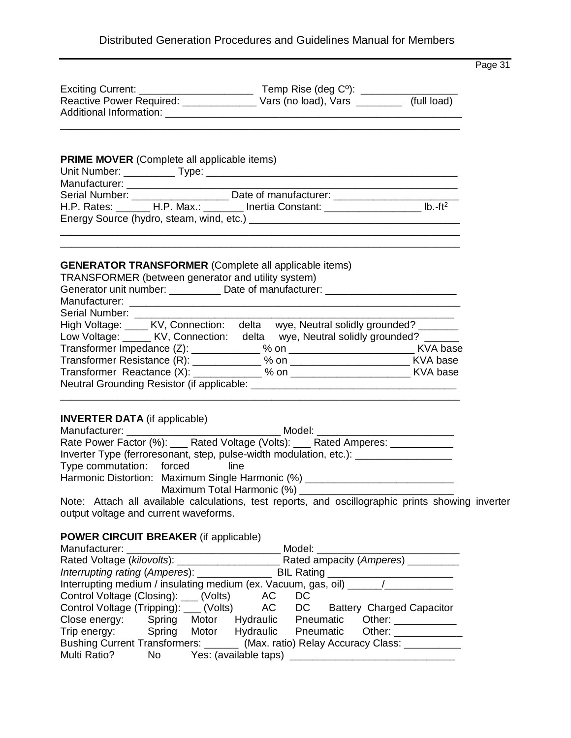Exciting Current: ____________________ Temp Rise (deg C°): ________________
Reactive Power Required: _____________ Vars (no load), Vars ________ (full load)
Additional Information: ______________________________________________________
______________________________________________________________________

**PRIME MOVER** (Complete all applicable items)
Unit Number: _________ Type: ______________________________________________
Manufacturer: ______________________________________________________________
Serial Number: _________________ Date of manufacturer: ______________________
H.P. Rates: ______ H.P. Max.: _______ Inertia Constant: ________________ lb.-ft$^2$
Energy Source (hydro, steam, wind, etc.) _____________________________________
______________________________________________________________________
______________________________________________________________________

**GENERATOR TRANSFORMER** (Complete all applicable items)
TRANSFORMER (between generator and utility system)
Generator unit number: _________ Date of manufacturer: _______________________
Manufacturer: ______________________________________________________________
Serial Number: _____________________________________________________________
High Voltage: ____ KV, Connection: delta wye, Neutral solidly grounded? _______
Low Voltage: _____ KV, Connection: delta wye, Neutral solidly grounded? ______
Transformer Impedance (Z): ___________ % on ______________________ KVA base
Transformer Resistance (R): ___________ % on _____________________ KVA base
Transformer Reactance (X): ____________ % on _____________________ KVA base
Neutral Grounding Resistor (if applicable: ____________________________________
______________________________________________________________________

**INVERTER DATA** (if applicable)
Manufacturer: ____________________________ Model: ________________________
Rate Power Factor (%): ___ Rated Voltage (Volts): ___ Rated Amperes: ___________
Inverter Type (ferroresonant, step, pulse-width modulation, etc.): _________________
Type commutation: forced line
Harmonic Distortion: Maximum Single Harmonic (%) __________________________
Maximum Total Harmonic (%) ___________________________

Note: Attach all available calculations, test reports, and oscillographic prints showing inverter output voltage and current waveforms.

**POWER CIRCUIT BREAKER** (if applicable)
Manufacturer: ___________________________ Model: ________________________
Rated Voltage (*kilovolts*): __________________ Rated ampacity (*Amperes*) _________
*Interrupting rating* (*Amperes*): _____________ BIL Rating ______________________
Interrupting medium / insulating medium (ex. Vacuum, gas, oil) ______/____________
Control Voltage (Closing): ___ (Volts) AC DC
Control Voltage (Tripping): ___ (Volts) AC DC Battery Charged Capacitor
Close energy: Spring Motor Hydraulic Pneumatic Other: ___________
Trip energy: Spring Motor Hydraulic Pneumatic Other: ____________
Bushing Current Transformers: ______ (Max. ratio) Relay Accuracy Class: __________
Multi Ratio? No Yes: (available taps) ____________________________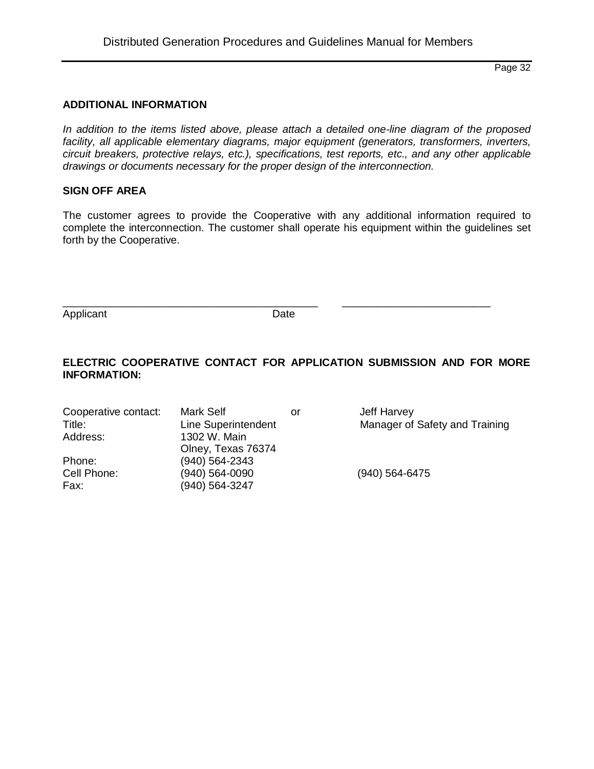**ADDITIONAL INFORMATION**

*In addition to the items listed above, please attach a detailed one-line diagram of the proposed facility, all applicable elementary diagrams, major equipment (generators, transformers, inverters, circuit breakers, protective relays, etc.), specifications, test reports, etc., and any other applicable drawings or documents necessary for the proper design of the interconnection.*

**SIGN OFF AREA**

The customer agrees to provide the Cooperative with any additional information required to complete the interconnection. The customer shall operate his equipment within the guidelines set forth by the Cooperative.

\_\_\_\_\_\_\_\_\_\_\_\_\_\_\_\_\_\_\_\_\_\_\_\_\_\_\_\_\_\_\_\_\_\_\_\_\_\_\_\_\_\_\_\_ \_\_\_\_\_\_\_\_\_\_\_\_\_\_\_\_\_\_\_\_\_\_\_\_\_\_

Applicant Date

**ELECTRIC COOPERATIVE CONTACT FOR APPLICATION SUBMISSION AND FOR MORE INFORMATION:**

| | | | |
|---|---|---|---|
| Cooperative contact: | Mark Self | or | Jeff Harvey |
| Title: | Line Superintendent | | Manager of Safety and Training |
| Address: | 1302 W. Main<br>Olney, Texas 76374 | | |
| Phone: | (940) 564-2343 | | |
| Cell Phone: | (940) 564-0090 | | (940) 564-6475 |
| Fax: | (940) 564-3247 | | |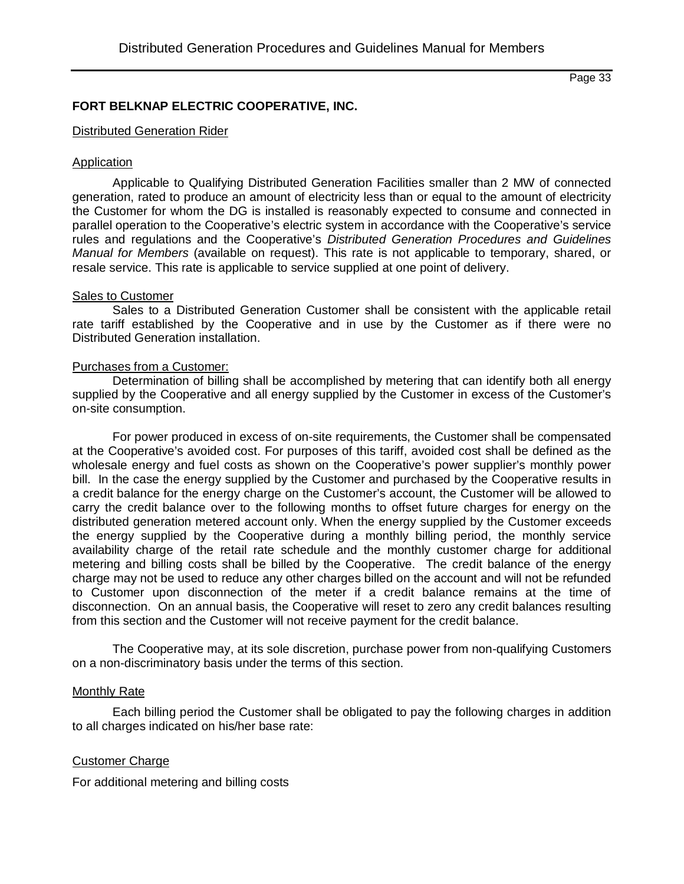**FORT BELKNAP ELECTRIC COOPERATIVE, INC.**

Distributed Generation Rider

Application

Applicable to Qualifying Distributed Generation Facilities smaller than 2 MW of connected generation, rated to produce an amount of electricity less than or equal to the amount of electricity the Customer for whom the DG is installed is reasonably expected to consume and connected in parallel operation to the Cooperative's electric system in accordance with the Cooperative's service rules and regulations and the Cooperative's *Distributed Generation Procedures and Guidelines Manual for Members* (available on request). This rate is not applicable to temporary, shared, or resale service. This rate is applicable to service supplied at one point of delivery.

Sales to Customer

Sales to a Distributed Generation Customer shall be consistent with the applicable retail rate tariff established by the Cooperative and in use by the Customer as if there were no Distributed Generation installation.

Purchases from a Customer:

Determination of billing shall be accomplished by metering that can identify both all energy supplied by the Cooperative and all energy supplied by the Customer in excess of the Customer's on-site consumption.

For power produced in excess of on-site requirements, the Customer shall be compensated at the Cooperative's avoided cost. For purposes of this tariff, avoided cost shall be defined as the wholesale energy and fuel costs as shown on the Cooperative's power supplier's monthly power bill. In the case the energy supplied by the Customer and purchased by the Cooperative results in a credit balance for the energy charge on the Customer's account, the Customer will be allowed to carry the credit balance over to the following months to offset future charges for energy on the distributed generation metered account only. When the energy supplied by the Customer exceeds the energy supplied by the Cooperative during a monthly billing period, the monthly service availability charge of the retail rate schedule and the monthly customer charge for additional metering and billing costs shall be billed by the Cooperative. The credit balance of the energy charge may not be used to reduce any other charges billed on the account and will not be refunded to Customer upon disconnection of the meter if a credit balance remains at the time of disconnection. On an annual basis, the Cooperative will reset to zero any credit balances resulting from this section and the Customer will not receive payment for the credit balance.

The Cooperative may, at its sole discretion, purchase power from non-qualifying Customers on a non-discriminatory basis under the terms of this section.

Monthly Rate

Each billing period the Customer shall be obligated to pay the following charges in addition to all charges indicated on his/her base rate:

Customer Charge

For additional metering and billing costs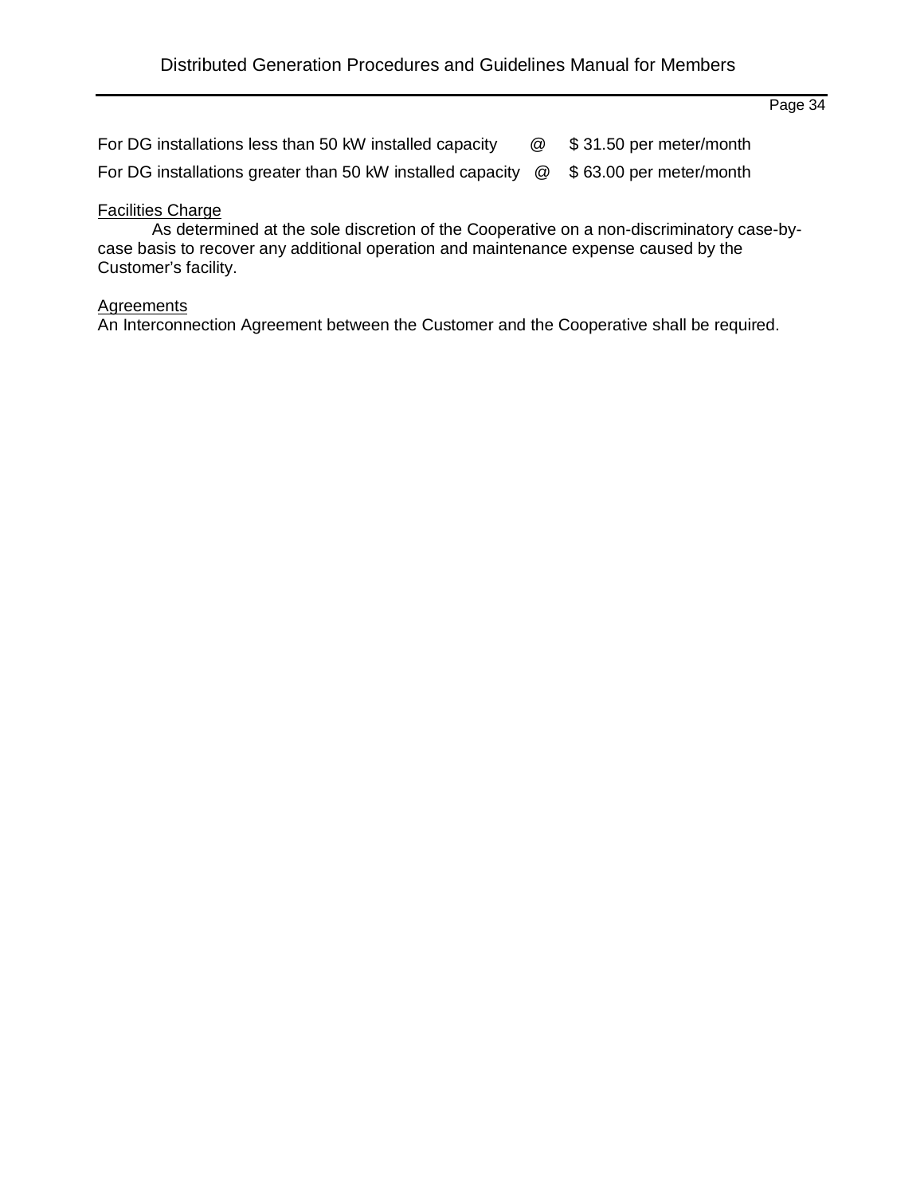For DG installations less than 50 kW installed capacity @ $ 31.50 per meter/month

For DG installations greater than 50 kW installed capacity @ $ 63.00 per meter/month

<u>Facilities Charge</u>

As determined at the sole discretion of the Cooperative on a non-discriminatory case-by-case basis to recover any additional operation and maintenance expense caused by the Customer's facility.

<u>Agreements</u>

An Interconnection Agreement between the Customer and the Cooperative shall be required.